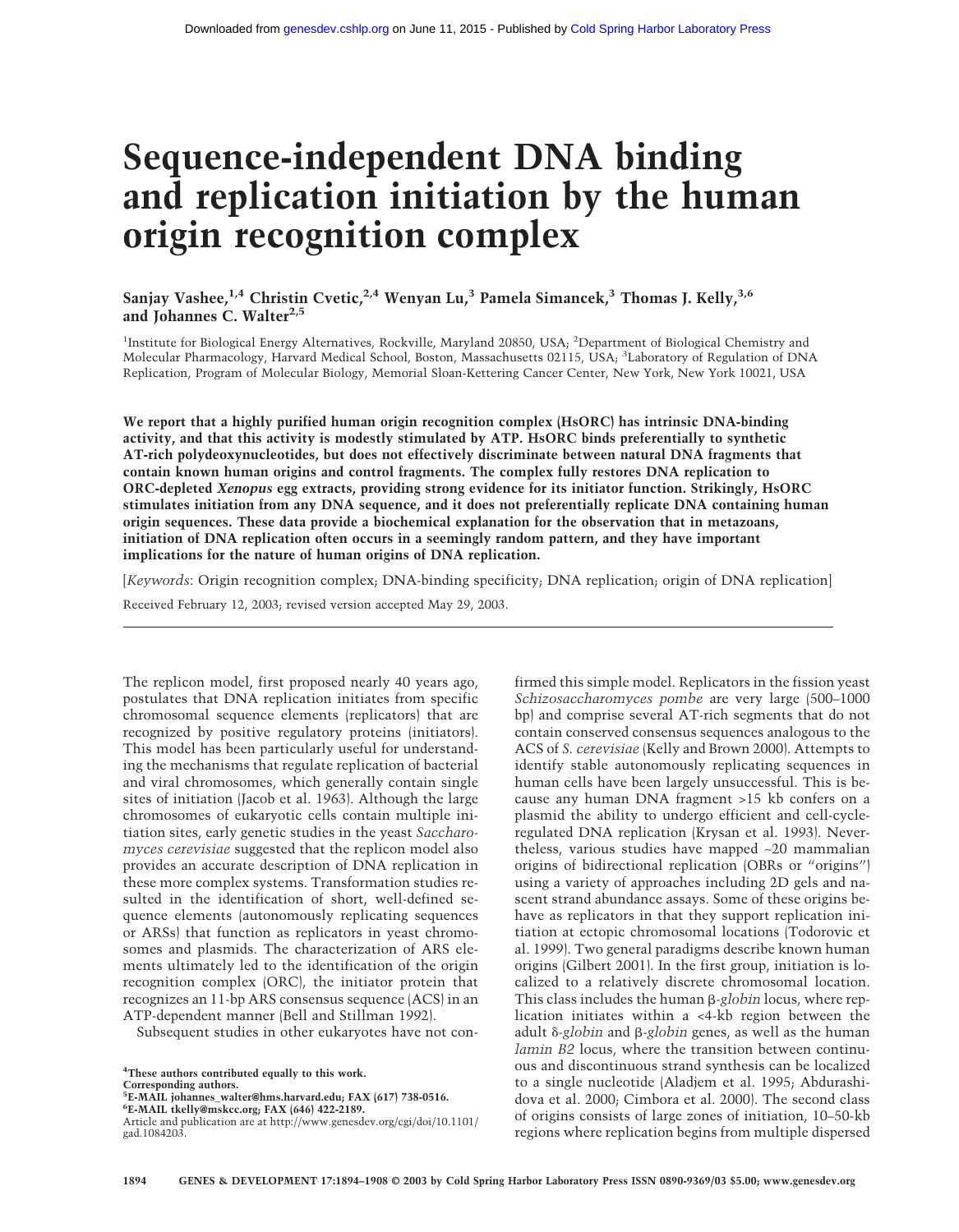# Sequence-independent DNA binding and replication initiation by the human origin recognition complex

**Sanjay Vashee,[1,4] Christin Cvetic,[2,4] Wenyan Lu,[3] Pamela Simancek,[3] Thomas J. Kelly,[3,6] and Johannes C. Walter[2,5]**

[1]Institute for Biological Energy Alternatives, Rockville, Maryland 20850, USA; [2]Department of Biological Chemistry and Molecular Pharmacology, Harvard Medical School, Boston, Massachusetts 02115, USA; [3]Laboratory of Regulation of DNA Replication, Program of Molecular Biology, Memorial Sloan-Kettering Cancer Center, New York, New York 10021, USA

**We report that a highly purified human origin recognition complex (HsORC) has intrinsic DNA-binding activity, and that this activity is modestly stimulated by ATP. HsORC binds preferentially to synthetic AT-rich polydeoxynucleotides, but does not effectively discriminate between natural DNA fragments that contain known human origins and control fragments. The complex fully restores DNA replication to ORC-depleted *Xenopus* egg extracts, providing strong evidence for its initiator function. Strikingly, HsORC stimulates initiation from any DNA sequence, and it does not preferentially replicate DNA containing human origin sequences. These data provide a biochemical explanation for the observation that in metazoans, initiation of DNA replication often occurs in a seemingly random pattern, and they have important implications for the nature of human origins of DNA replication.**

[*Keywords*: Origin recognition complex; DNA-binding specificity; DNA replication; origin of DNA replication]

Received February 12, 2003; revised version accepted May 29, 2003.

The replicon model, first proposed nearly 40 years ago, postulates that DNA replication initiates from specific chromosomal sequence elements (replicators) that are recognized by positive regulatory proteins (initiators). This model has been particularly useful for understanding the mechanisms that regulate replication of bacterial and viral chromosomes, which generally contain single sites of initiation (Jacob et al. 1963). Although the large chromosomes of eukaryotic cells contain multiple initiation sites, early genetic studies in the yeast *Saccharomyces cerevisiae* suggested that the replicon model also provides an accurate description of DNA replication in these more complex systems. Transformation studies resulted in the identification of short, well-defined sequence elements (autonomously replicating sequences or ARSs) that function as replicators in yeast chromosomes and plasmids. The characterization of ARS elements ultimately led to the identification of the origin recognition complex (ORC), the initiator protein that recognizes an 11-bp ARS consensus sequence (ACS) in an ATP-dependent manner (Bell and Stillman 1992).

Subsequent studies in other eukaryotes have not confirmed this simple model. Replicators in the fission yeast *Schizosaccharomyces pombe* are very large (500–1000 bp) and comprise several AT-rich segments that do not contain conserved consensus sequences analogous to the ACS of *S. cerevisiae* (Kelly and Brown 2000). Attempts to identify stable autonomously replicating sequences in human cells have been largely unsuccessful. This is because any human DNA fragment >15 kb confers on a plasmid the ability to undergo efficient and cell-cycle-regulated DNA replication (Krysan et al. 1993). Nevertheless, various studies have mapped ~20 mammalian origins of bidirectional replication (OBRs or "origins") using a variety of approaches including 2D gels and nascent strand abundance assays. Some of these origins behave as replicators in that they support replication initiation at ectopic chromosomal locations (Todorovic et al. 1999). Two general paradigms describe known human origins (Gilbert 2001). In the first group, initiation is localized to a relatively discrete chromosomal location. This class includes the human β-*globin* locus, where replication initiates within a <4-kb region between the adult δ-*globin* and β-*globin* genes, as well as the human *lamin B2* locus, where the transition between continuous and discontinuous strand synthesis can be localized to a single nucleotide (Aladjem et al. 1995; Abdurashidova et al. 2000; Cimbora et al. 2000). The second class of origins consists of large zones of initiation, 10–50-kb regions where replication begins from multiple dispersed

[4]**These authors contributed equally to this work.**
**Corresponding authors.**
[5]**E-MAIL johannes_walter@hms.harvard.edu; FAX (617) 738-0516.**
[6]**E-MAIL tkelly@mskcc.org; FAX (646) 422-2189.**
Article and publication are at http://www.genesdev.org/cgi/doi/10.1101/gad.1084203.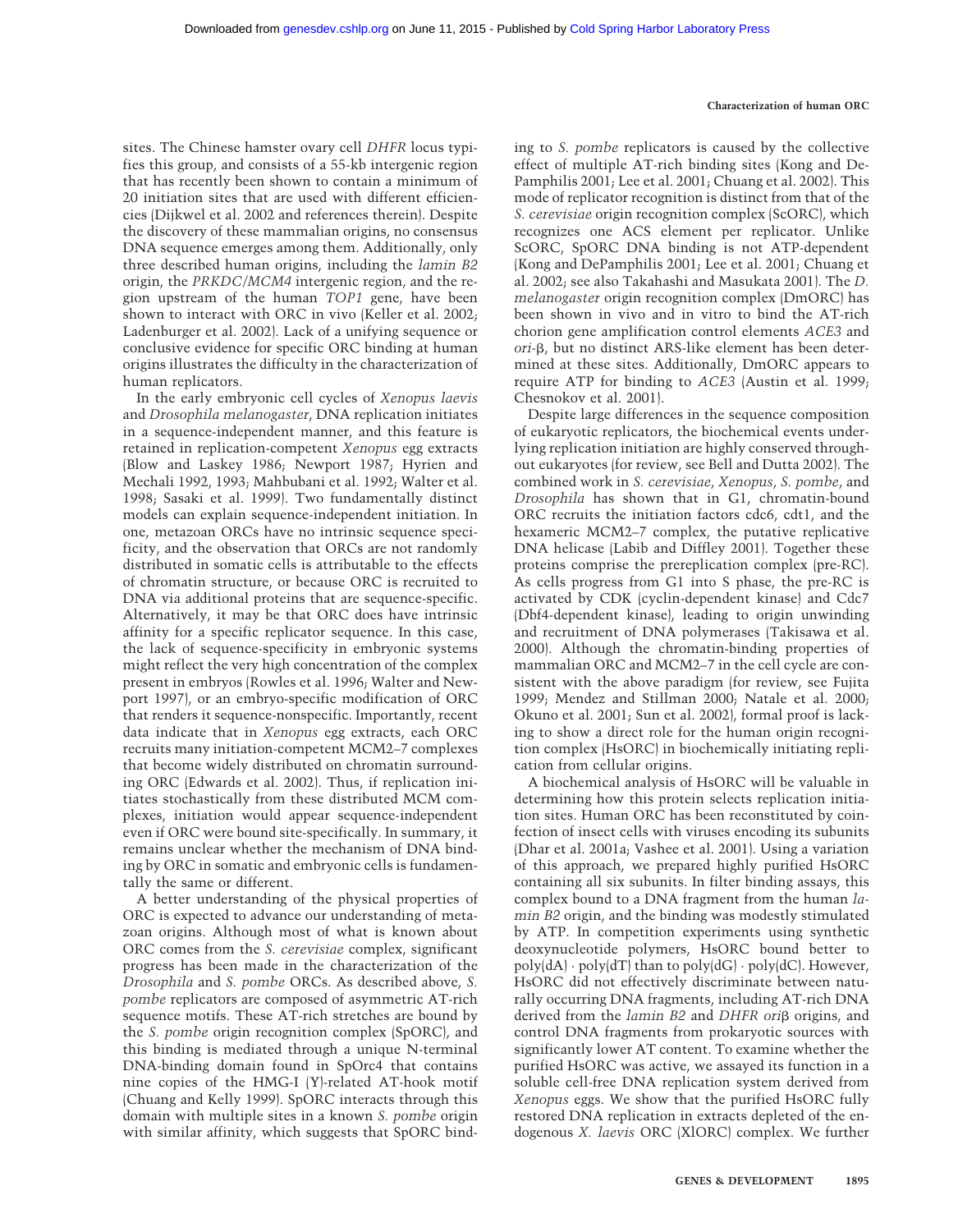sites. The Chinese hamster ovary cell *DHFR* locus typifies this group, and consists of a 55-kb intergenic region that has recently been shown to contain a minimum of 20 initiation sites that are used with different efficiencies (Dijkwel et al. 2002 and references therein). Despite the discovery of these mammalian origins, no consensus DNA sequence emerges among them. Additionally, only three described human origins, including the *lamin B2* origin, the *PRKDC/MCM4* intergenic region, and the region upstream of the human *TOP1* gene, have been shown to interact with ORC in vivo (Keller et al. 2002; Ladenburger et al. 2002). Lack of a unifying sequence or conclusive evidence for specific ORC binding at human origins illustrates the difficulty in the characterization of human replicators.

In the early embryonic cell cycles of *Xenopus laevis* and *Drosophila melanogaster*, DNA replication initiates in a sequence-independent manner, and this feature is retained in replication-competent *Xenopus* egg extracts (Blow and Laskey 1986; Newport 1987; Hyrien and Mechali 1992, 1993; Mahbubani et al. 1992; Walter et al. 1998; Sasaki et al. 1999). Two fundamentally distinct models can explain sequence-independent initiation. In one, metazoan ORCs have no intrinsic sequence specificity, and the observation that ORCs are not randomly distributed in somatic cells is attributable to the effects of chromatin structure, or because ORC is recruited to DNA via additional proteins that are sequence-specific. Alternatively, it may be that ORC does have intrinsic affinity for a specific replicator sequence. In this case, the lack of sequence-specificity in embryonic systems might reflect the very high concentration of the complex present in embryos (Rowles et al. 1996; Walter and Newport 1997), or an embryo-specific modification of ORC that renders it sequence-nonspecific. Importantly, recent data indicate that in *Xenopus* egg extracts, each ORC recruits many initiation-competent MCM2–7 complexes that become widely distributed on chromatin surrounding ORC (Edwards et al. 2002). Thus, if replication initiates stochastically from these distributed MCM complexes, initiation would appear sequence-independent even if ORC were bound site-specifically. In summary, it remains unclear whether the mechanism of DNA binding by ORC in somatic and embryonic cells is fundamentally the same or different.

A better understanding of the physical properties of ORC is expected to advance our understanding of metazoan origins. Although most of what is known about ORC comes from the *S. cerevisiae* complex, significant progress has been made in the characterization of the *Drosophila* and *S. pombe* ORCs. As described above, *S. pombe* replicators are composed of asymmetric AT-rich sequence motifs. These AT-rich stretches are bound by the *S. pombe* origin recognition complex (SpORC), and this binding is mediated through a unique N-terminal DNA-binding domain found in SpOrc4 that contains nine copies of the HMG-I (Y)-related AT-hook motif (Chuang and Kelly 1999). SpORC interacts through this domain with multiple sites in a known *S. pombe* origin with similar affinity, which suggests that SpORC binding to *S. pombe* replicators is caused by the collective effect of multiple AT-rich binding sites (Kong and DePamphilis 2001; Lee et al. 2001; Chuang et al. 2002). This mode of replicator recognition is distinct from that of the *S. cerevisiae* origin recognition complex (ScORC), which recognizes one ACS element per replicator. Unlike ScORC, SpORC DNA binding is not ATP-dependent (Kong and DePamphilis 2001; Lee et al. 2001; Chuang et al. 2002; see also Takahashi and Masukata 2001). The *D. melanogaster* origin recognition complex (DmORC) has been shown in vivo and in vitro to bind the AT-rich chorion gene amplification control elements *ACE3* and *ori-β*, but no distinct ARS-like element has been determined at these sites. Additionally, DmORC appears to require ATP for binding to *ACE3* (Austin et al. 1999; Chesnokov et al. 2001).

Despite large differences in the sequence composition of eukaryotic replicators, the biochemical events underlying replication initiation are highly conserved throughout eukaryotes (for review, see Bell and Dutta 2002). The combined work in *S. cerevisiae*, *Xenopus*, *S. pombe*, and *Drosophila* has shown that in G1, chromatin-bound ORC recruits the initiation factors cdc6, cdt1, and the hexameric MCM2–7 complex, the putative replicative DNA helicase (Labib and Diffley 2001). Together these proteins comprise the prereplication complex (pre-RC). As cells progress from G1 into S phase, the pre-RC is activated by CDK (cyclin-dependent kinase) and Cdc7 (Dbf4-dependent kinase), leading to origin unwinding and recruitment of DNA polymerases (Takisawa et al. 2000). Although the chromatin-binding properties of mammalian ORC and MCM2–7 in the cell cycle are consistent with the above paradigm (for review, see Fujita 1999; Mendez and Stillman 2000; Natale et al. 2000; Okuno et al. 2001; Sun et al. 2002), formal proof is lacking to show a direct role for the human origin recognition complex (HsORC) in biochemically initiating replication from cellular origins.

A biochemical analysis of HsORC will be valuable in determining how this protein selects replication initiation sites. Human ORC has been reconstituted by coinfection of insect cells with viruses encoding its subunits (Dhar et al. 2001a; Vashee et al. 2001). Using a variation of this approach, we prepared highly purified HsORC containing all six subunits. In filter binding assays, this complex bound to a DNA fragment from the human *lamin B2* origin, and the binding was modestly stimulated by ATP. In competition experiments using synthetic deoxynucleotide polymers, HsORC bound better to poly(dA) · poly(dT) than to poly(dG) · poly(dC). However, HsORC did not effectively discriminate between naturally occurring DNA fragments, including AT-rich DNA derived from the *lamin B2* and *DHFR* oriβ origins, and control DNA fragments from prokaryotic sources with significantly lower AT content. To examine whether the purified HsORC was active, we assayed its function in a soluble cell-free DNA replication system derived from *Xenopus* eggs. We show that the purified HsORC fully restored DNA replication in extracts depleted of the endogenous *X. laevis* ORC (XlORC) complex. We further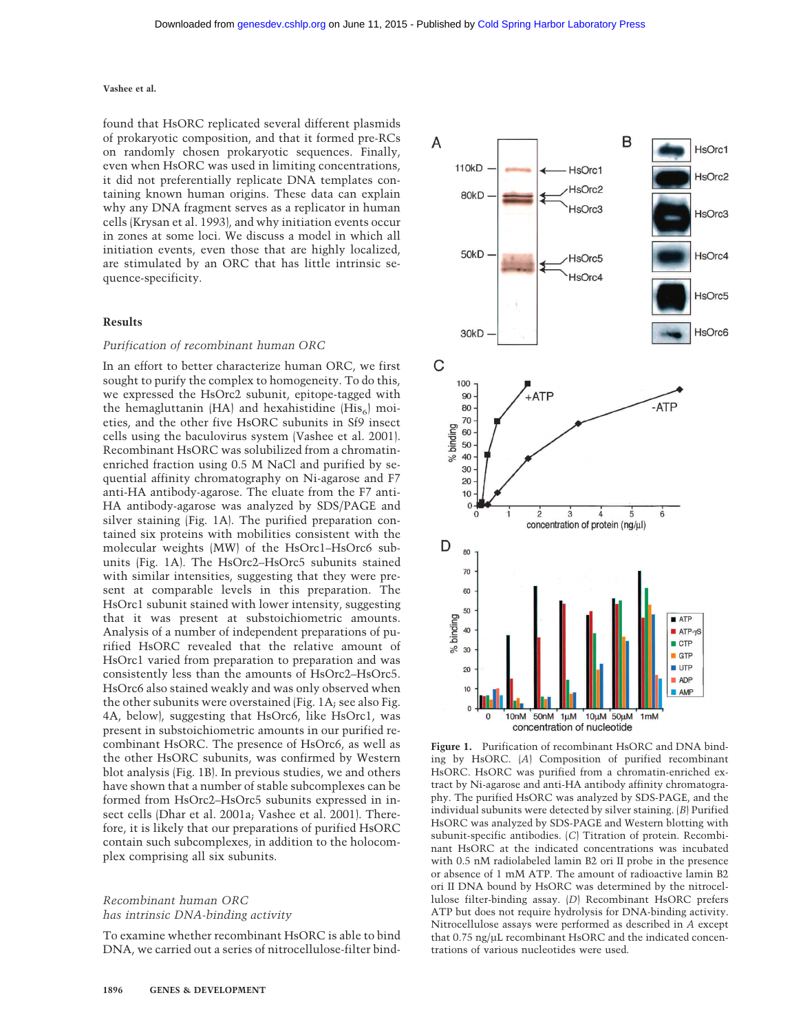found that HsORC replicated several different plasmids of prokaryotic composition, and that it formed pre-RCs on randomly chosen prokaryotic sequences. Finally, even when HsORC was used in limiting concentrations, it did not preferentially replicate DNA templates containing known human origins. These data can explain why any DNA fragment serves as a replicator in human cells (Krysan et al. 1993), and why initiation events occur in zones at some loci. We discuss a model in which all initiation events, even those that are highly localized, are stimulated by an ORC that has little intrinsic sequence-specificity.

## Results

### *Purification of recombinant human ORC*

In an effort to better characterize human ORC, we first sought to purify the complex to homogeneity. To do this, we expressed the HsOrc2 subunit, epitope-tagged with the hemagluttanin (HA) and hexahistidine ($His_6$) moieties, and the other five HsORC subunits in Sf9 insect cells using the baculovirus system (Vashee et al. 2001). Recombinant HsORC was solubilized from a chromatin-enriched fraction using 0.5 M NaCl and purified by sequential affinity chromatography on Ni-agarose and F7 anti-HA antibody-agarose. The eluate from the F7 anti-HA antibody-agarose was analyzed by SDS/PAGE and silver staining (Fig. 1A). The purified preparation contained six proteins with mobilities consistent with the molecular weights (MW) of the HsOrc1–HsOrc6 subunits (Fig. 1A). The HsOrc2–HsOrc5 subunits stained with similar intensities, suggesting that they were present at comparable levels in this preparation. The HsOrc1 subunit stained with lower intensity, suggesting that it was present at substoichiometric amounts. Analysis of a number of independent preparations of purified HsORC revealed that the relative amount of HsOrc1 varied from preparation to preparation and was consistently less than the amounts of HsOrc2–HsOrc5. HsOrc6 also stained weakly and was only observed when the other subunits were overstained (Fig. 1A; see also Fig. 4A, below), suggesting that HsOrc6, like HsOrc1, was present in substoichiometric amounts in our purified recombinant HsORC. The presence of HsOrc6, as well as the other HsORC subunits, was confirmed by Western blot analysis (Fig. 1B). In previous studies, we and others have shown that a number of stable subcomplexes can be formed from HsOrc2–HsOrc5 subunits expressed in insect cells (Dhar et al. 2001a; Vashee et al. 2001). Therefore, it is likely that our preparations of purified HsORC contain such subcomplexes, in addition to the holocomplex comprising all six subunits.

### *Recombinant human ORC has intrinsic DNA-binding activity*

To examine whether recombinant HsORC is able to bind DNA, we carried out a series of nitrocellulose-filter bind-

A
110kD
80kD
50kD
30kD
HsOrc1
HsOrc2
HsOrc3
HsOrc5
HsOrc4

B
HsOrc1
HsOrc2
HsOrc3
HsOrc4
HsOrc5
HsOrc6

C
% binding
100
90
80
70
60
50
40
30
20
10
0
+ATP
-ATP
0 1 2 3 4 5 6
concentration of protein (ng/µl)

D
% binding
80
70
60
50
40
30
20
10
0
0 10nM 50nM 1µM 10µM 50µM 1mM
concentration of nucleotide
ATP
ATP-γS
CTP
GTP
UTP
ADP
AMP

**Figure 1.** Purification of recombinant HsORC and DNA binding by HsORC. (*A*) Composition of purified recombinant HsORC. HsORC was purified from a chromatin-enriched extract by Ni-agarose and anti-HA antibody affinity chromatography. The purified HsORC was analyzed by SDS-PAGE, and the individual subunits were detected by silver staining. (*B*) Purified HsORC was analyzed by SDS-PAGE and Western blotting with subunit-specific antibodies. (*C*) Titration of protein. Recombinant HsORC at the indicated concentrations was incubated with 0.5 nM radiolabeled lamin B2 ori II probe in the presence or absence of 1 mM ATP. The amount of radioactive lamin B2 ori II DNA bound by HsORC was determined by the nitrocellulose filter-binding assay. (*D*) Recombinant HsORC prefers ATP but does not require hydrolysis for DNA-binding activity. Nitrocellulose assays were performed as described in *A* except that 0.75 ng/µL recombinant HsORC and the indicated concentrations of various nucleotides were used.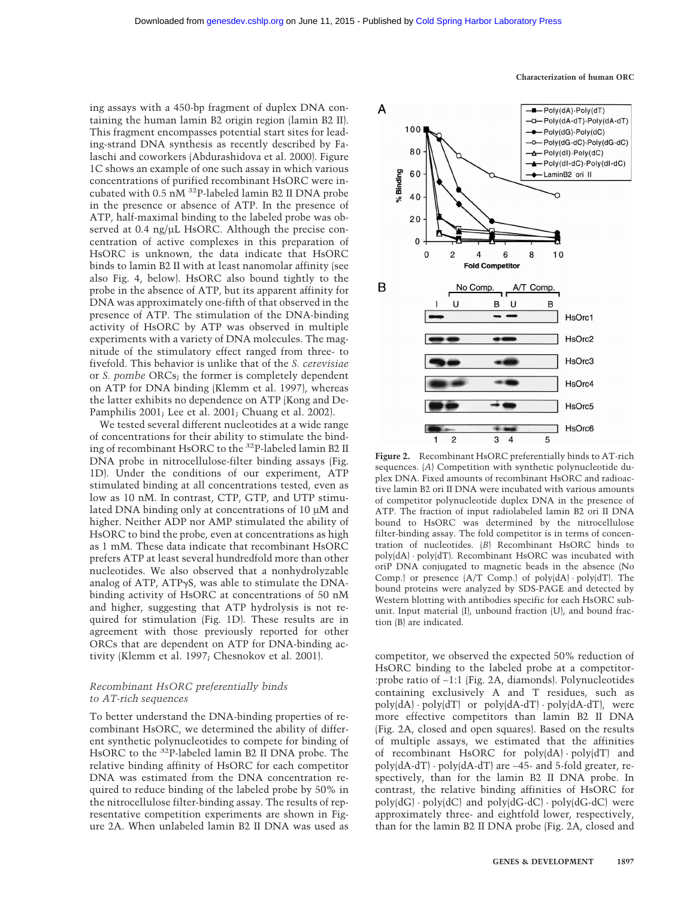ing assays with a 450-bp fragment of duplex DNA containing the human lamin B2 origin region (lamin B2 II). This fragment encompasses potential start sites for leading-strand DNA synthesis as recently described by Falaschi and coworkers (Abdurashidova et al. 2000). Figure 1C shows an example of one such assay in which various concentrations of purified recombinant HsORC were incubated with 0.5 nM $^{32}$P-labeled lamin B2 II DNA probe in the presence or absence of ATP. In the presence of ATP, half-maximal binding to the labeled probe was observed at 0.4 ng/µL HsORC. Although the precise concentration of active complexes in this preparation of HsORC is unknown, the data indicate that HsORC binds to lamin B2 II with at least nanomolar affinity (see also Fig. 4, below). HsORC also bound tightly to the probe in the absence of ATP, but its apparent affinity for DNA was approximately one-fifth of that observed in the presence of ATP. The stimulation of the DNA-binding activity of HsORC by ATP was observed in multiple experiments with a variety of DNA molecules. The magnitude of the stimulatory effect ranged from three- to fivefold. This behavior is unlike that of the *S. cerevisiae* or *S. pombe* ORCs; the former is completely dependent on ATP for DNA binding (Klemm et al. 1997), whereas the latter exhibits no dependence on ATP (Kong and DePamphilis 2001; Lee et al. 2001; Chuang et al. 2002).

We tested several different nucleotides at a wide range of concentrations for their ability to stimulate the binding of recombinant HsORC to the $^{32}$P-labeled lamin B2 II DNA probe in nitrocellulose-filter binding assays (Fig. 1D). Under the conditions of our experiment, ATP stimulated binding at all concentrations tested, even as low as 10 nM. In contrast, CTP, GTP, and UTP stimulated DNA binding only at concentrations of 10 µM and higher. Neither ADP nor AMP stimulated the ability of HsORC to bind the probe, even at concentrations as high as 1 mM. These data indicate that recombinant HsORC prefers ATP at least several hundredfold more than other nucleotides. We also observed that a nonhydrolyzable analog of ATP, ATPγS, was able to stimulate the DNA-binding activity of HsORC at concentrations of 50 nM and higher, suggesting that ATP hydrolysis is not required for stimulation (Fig. 1D). These results are in agreement with those previously reported for other ORCs that are dependent on ATP for DNA-binding activity (Klemm et al. 1997; Chesnokov et al. 2001).

### *Recombinant HsORC preferentially binds to AT-rich sequences*

To better understand the DNA-binding properties of recombinant HsORC, we determined the ability of different synthetic polynucleotides to compete for binding of HsORC to the $^{32}$P-labeled lamin B2 II DNA probe. The relative binding affinity of HsORC for each competitor DNA was estimated from the DNA concentration required to reduce binding of the labeled probe by 50% in the nitrocellulose filter-binding assay. The results of representative competition experiments are shown in Figure 2A. When unlabeled lamin B2 II DNA was used as competitor, we observed the expected 50% reduction of HsORC binding to the labeled probe at a competitor-:probe ratio of ~1:1 (Fig. 2A, diamonds). Polynucleotides containing exclusively A and T residues, such as poly(dA) · poly(dT) or poly(dA-dT) · poly(dA-dT), were more effective competitors than lamin B2 II DNA (Fig. 2A, closed and open squares). Based on the results of multiple assays, we estimated that the affinities of recombinant HsORC for poly(dA) · poly(dT) and poly(dA-dT) · poly(dA-dT) are ~45- and 5-fold greater, respectively, than for the lamin B2 II DNA probe. In contrast, the relative binding affinities of HsORC for poly(dG) · poly(dC) and poly(dG-dC) · poly(dG-dC) were approximately three- and eightfold lower, respectively, than for the lamin B2 II DNA probe (Fig. 2A, closed and

A

Poly(dA)·Poly(dT)
Poly(dA-dT)·Poly(dA-dT)
Poly(dG)·Poly(dC)
Poly(dG-dC)·Poly(dG-dC)
Poly(dI)·Poly(dC)
Poly(dI-dC)·Poly(dI-dC)
LaminB2 ori II

% Binding
100
80
60
40
20
0
0 2 4 6 8 10
Fold Competitor

B

No Comp. A/T Comp.
I U B U B
HsOrc1
HsOrc2
HsOrc3
HsOrc4
HsOrc5
HsOrc6
1 2 3 4 5

**Figure 2.** Recombinant HsORC preferentially binds to AT-rich sequences. (*A*) Competition with synthetic polynucleotide duplex DNA. Fixed amounts of recombinant HsORC and radioactive lamin B2 ori II DNA were incubated with various amounts of competitor polynucleotide duplex DNA in the presence of ATP. The fraction of input radiolabeled lamin B2 ori II DNA bound to HsORC was determined by the nitrocellulose filter-binding assay. The fold competitor is in terms of concentration of nucleotides. (*B*) Recombinant HsORC binds to poly(dA) · poly(dT). Recombinant HsORC was incubated with oriP DNA conjugated to magnetic beads in the absence (No Comp.) or presence (A/T Comp.) of poly(dA) · poly(dT). The bound proteins were analyzed by SDS-PAGE and detected by Western blotting with antibodies specific for each HsORC subunit. Input material (I), unbound fraction (U), and bound fraction (B) are indicated.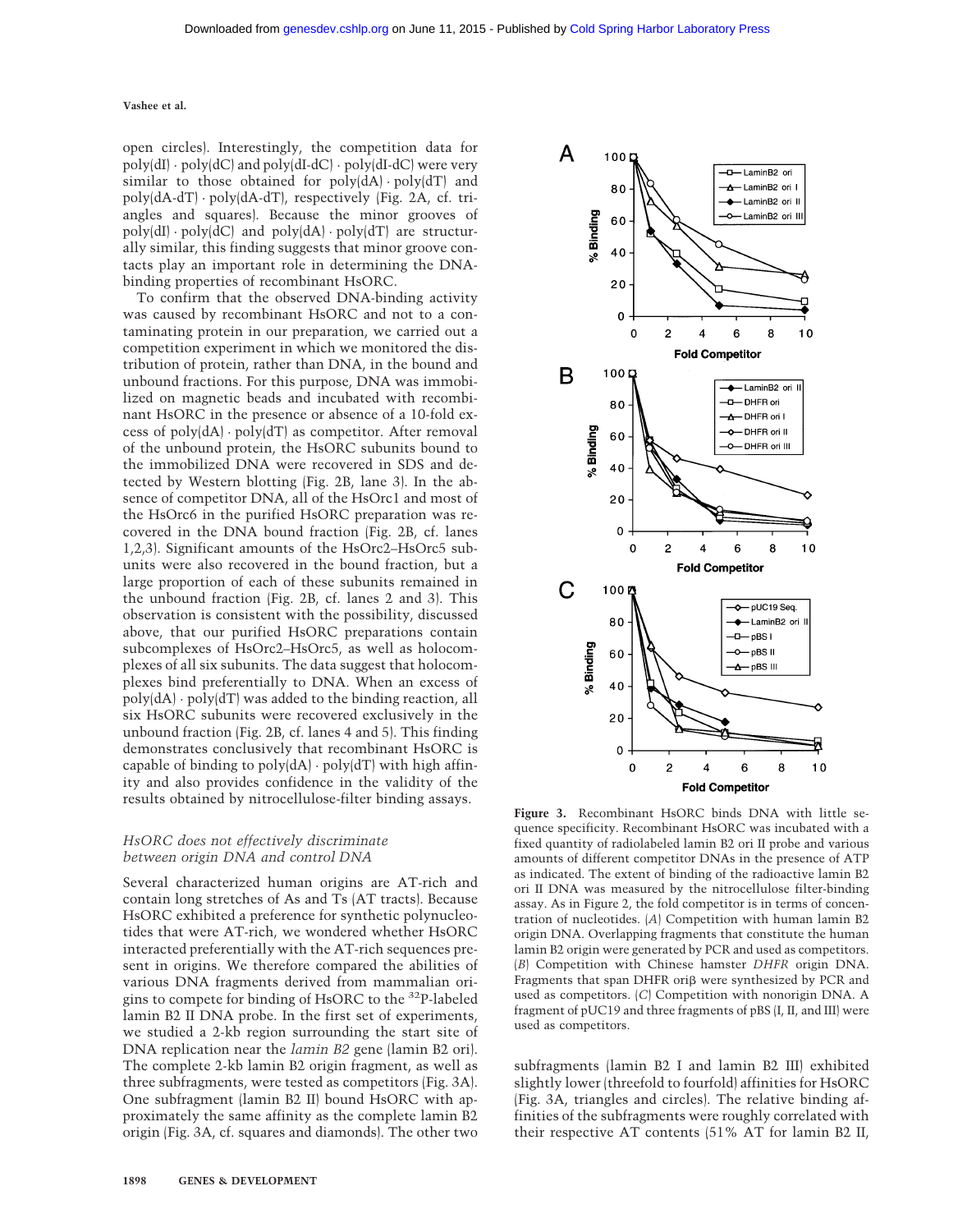open circles). Interestingly, the competition data for poly(dI) · poly(dC) and poly(dI-dC) · poly(dI-dC) were very similar to those obtained for poly(dA) · poly(dT) and poly(dA-dT) · poly(dA-dT), respectively (Fig. 2A, cf. triangles and squares). Because the minor grooves of poly(dI) · poly(dC) and poly(dA) · poly(dT) are structurally similar, this finding suggests that minor groove contacts play an important role in determining the DNA-binding properties of recombinant HsORC.

To confirm that the observed DNA-binding activity was caused by recombinant HsORC and not to a contaminating protein in our preparation, we carried out a competition experiment in which we monitored the distribution of protein, rather than DNA, in the bound and unbound fractions. For this purpose, DNA was immobilized on magnetic beads and incubated with recombinant HsORC in the presence or absence of a 10-fold excess of poly(dA) · poly(dT) as competitor. After removal of the unbound protein, the HsORC subunits bound to the immobilized DNA were recovered in SDS and detected by Western blotting (Fig. 2B, lane 3). In the absence of competitor DNA, all of the HsOrc1 and most of the HsOrc6 in the purified HsORC preparation was recovered in the DNA bound fraction (Fig. 2B, cf. lanes 1,2,3). Significant amounts of the HsOrc2–HsOrc5 subunits were also recovered in the bound fraction, but a large proportion of each of these subunits remained in the unbound fraction (Fig. 2B, cf. lanes 2 and 3). This observation is consistent with the possibility, discussed above, that our purified HsORC preparations contain subcomplexes of HsOrc2–HsOrc5, as well as holocomplexes of all six subunits. The data suggest that holocomplexes bind preferentially to DNA. When an excess of poly(dA) · poly(dT) was added to the binding reaction, all six HsORC subunits were recovered exclusively in the unbound fraction (Fig. 2B, cf. lanes 4 and 5). This finding demonstrates conclusively that recombinant HsORC is capable of binding to poly(dA) · poly(dT) with high affinity and also provides confidence in the validity of the results obtained by nitrocellulose-filter binding assays.

### *HsORC does not effectively discriminate between origin DNA and control DNA*

Several characterized human origins are AT-rich and contain long stretches of As and Ts (AT tracts). Because HsORC exhibited a preference for synthetic polynucleotides that were AT-rich, we wondered whether HsORC interacted preferentially with the AT-rich sequences present in origins. We therefore compared the abilities of various DNA fragments derived from mammalian origins to compete for binding of HsORC to the $^{32}$P-labeled lamin B2 II DNA probe. In the first set of experiments, we studied a 2-kb region surrounding the start site of DNA replication near the *lamin B2* gene (lamin B2 ori). The complete 2-kb lamin B2 origin fragment, as well as three subfragments, were tested as competitors (Fig. 3A). One subfragment (lamin B2 II) bound HsORC with approximately the same affinity as the complete lamin B2 origin (Fig. 3A, cf. squares and diamonds). The other two subfragments (lamin B2 I and lamin B2 III) exhibited slightly lower (threefold to fourfold) affinities for HsORC (Fig. 3A, triangles and circles). The relative binding affinities of the subfragments were roughly correlated with their respective AT contents (51% AT for lamin B2 II,

**Figure 3.** Recombinant HsORC binds DNA with little sequence specificity. Recombinant HsORC was incubated with a fixed quantity of radiolabeled lamin B2 ori II probe and various amounts of different competitor DNAs in the presence of ATP as indicated. The extent of binding of the radioactive lamin B2 ori II DNA was measured by the nitrocellulose filter-binding assay. As in Figure 2, the fold competitor is in terms of concentration of nucleotides. (*A*) Competition with human lamin B2 origin DNA. Overlapping fragments that constitute the human lamin B2 origin were generated by PCR and used as competitors. (*B*) Competition with Chinese hamster *DHFR* origin DNA. Fragments that span DHFR oriβ were synthesized by PCR and used as competitors. (*C*) Competition with nonorigin DNA. A fragment of pUC19 and three fragments of pBS (I, II, and III) were used as competitors.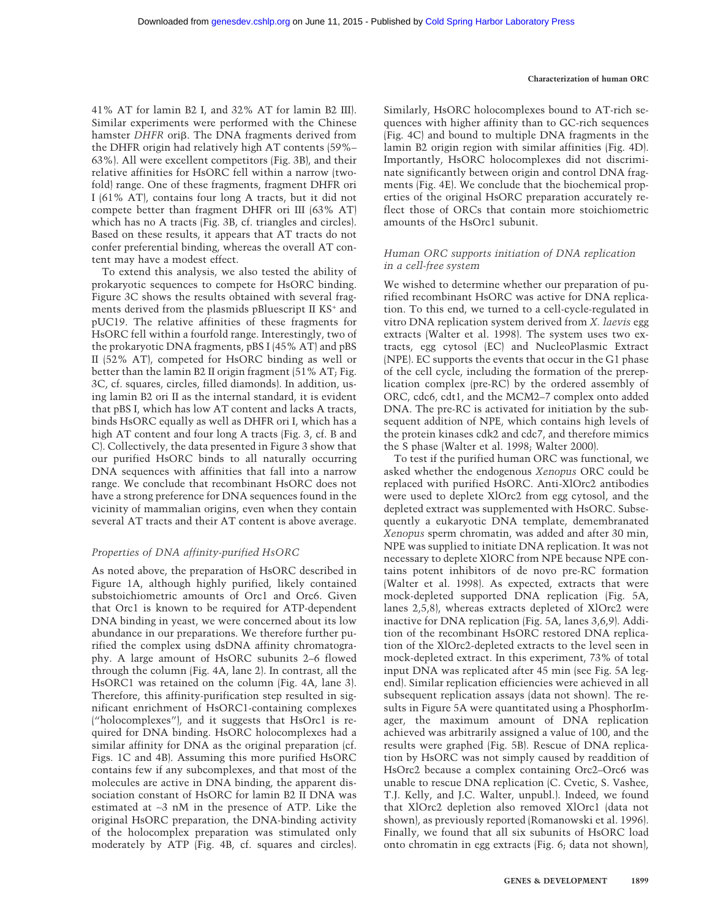41% AT for lamin B2 I, and 32% AT for lamin B2 III). Similar experiments were performed with the Chinese hamster *DHFR* oriβ. The DNA fragments derived from the DHFR origin had relatively high AT contents (59%–63%). All were excellent competitors (Fig. 3B), and their relative affinities for HsORC fell within a narrow (twofold) range. One of these fragments, fragment DHFR ori I (61% AT), contains four long A tracts, but it did not compete better than fragment DHFR ori III (63% AT) which has no A tracts (Fig. 3B, cf. triangles and circles). Based on these results, it appears that AT tracts do not confer preferential binding, whereas the overall AT content may have a modest effect.

To extend this analysis, we also tested the ability of prokaryotic sequences to compete for HsORC binding. Figure 3C shows the results obtained with several fragments derived from the plasmids pBluescript II KS+ and pUC19. The relative affinities of these fragments for HsORC fell within a fourfold range. Interestingly, two of the prokaryotic DNA fragments, pBS I (45% AT) and pBS II (52% AT), competed for HsORC binding as well or better than the lamin B2 II origin fragment (51% AT; Fig. 3C, cf. squares, circles, filled diamonds). In addition, using lamin B2 ori II as the internal standard, it is evident that pBS I, which has low AT content and lacks A tracts, binds HsORC equally as well as DHFR ori I, which has a high AT content and four long A tracts (Fig. 3, cf. B and C). Collectively, the data presented in Figure 3 show that our purified HsORC binds to all naturally occurring DNA sequences with affinities that fall into a narrow range. We conclude that recombinant HsORC does not have a strong preference for DNA sequences found in the vicinity of mammalian origins, even when they contain several AT tracts and their AT content is above average.

### *Properties of DNA affinity-purified HsORC*

As noted above, the preparation of HsORC described in Figure 1A, although highly purified, likely contained substoichiometric amounts of Orc1 and Orc6. Given that Orc1 is known to be required for ATP-dependent DNA binding in yeast, we were concerned about its low abundance in our preparations. We therefore further purified the complex using dsDNA affinity chromatography. A large amount of HsORC subunits 2–6 flowed through the column (Fig. 4A, lane 2). In contrast, all the HsORC1 was retained on the column (Fig. 4A, lane 3). Therefore, this affinity-purification step resulted in significant enrichment of HsORC1-containing complexes ("holocomplexes"), and it suggests that HsOrc1 is required for DNA binding. HsORC holocomplexes had a similar affinity for DNA as the original preparation (cf. Figs. 1C and 4B). Assuming this more purified HsORC contains few if any subcomplexes, and that most of the molecules are active in DNA binding, the apparent dissociation constant of HsORC for lamin B2 II DNA was estimated at ~3 nM in the presence of ATP. Like the original HsORC preparation, the DNA-binding activity of the holocomplex preparation was stimulated only moderately by ATP (Fig. 4B, cf. squares and circles). Similarly, HsORC holocomplexes bound to AT-rich sequences with higher affinity than to GC-rich sequences (Fig. 4C) and bound to multiple DNA fragments in the lamin B2 origin region with similar affinities (Fig. 4D). Importantly, HsORC holocomplexes did not discriminate significantly between origin and control DNA fragments (Fig. 4E). We conclude that the biochemical properties of the original HsORC preparation accurately reflect those of ORCs that contain more stoichiometric amounts of the HsOrc1 subunit.

### *Human ORC supports initiation of DNA replication in a cell-free system*

We wished to determine whether our preparation of purified recombinant HsORC was active for DNA replication. To this end, we turned to a cell-cycle-regulated in vitro DNA replication system derived from *X. laevis* egg extracts (Walter et al. 1998). The system uses two extracts, egg cytosol (EC) and NucleoPlasmic Extract (NPE). EC supports the events that occur in the G1 phase of the cell cycle, including the formation of the prereplication complex (pre-RC) by the ordered assembly of ORC, cdc6, cdt1, and the MCM2–7 complex onto added DNA. The pre-RC is activated for initiation by the subsequent addition of NPE, which contains high levels of the protein kinases cdk2 and cdc7, and therefore mimics the S phase (Walter et al. 1998; Walter 2000).

To test if the purified human ORC was functional, we asked whether the endogenous *Xenopus* ORC could be replaced with purified HsORC. Anti-XlOrc2 antibodies were used to deplete XlOrc2 from egg cytosol, and the depleted extract was supplemented with HsORC. Subsequently a eukaryotic DNA template, demembranated *Xenopus* sperm chromatin, was added and after 30 min, NPE was supplied to initiate DNA replication. It was not necessary to deplete XlORC from NPE because NPE contains potent inhibitors of de novo pre-RC formation (Walter et al. 1998). As expected, extracts that were mock-depleted supported DNA replication (Fig. 5A, lanes 2,5,8), whereas extracts depleted of XlOrc2 were inactive for DNA replication (Fig. 5A, lanes 3,6,9). Addition of the recombinant HsORC restored DNA replication of the XlOrc2-depleted extracts to the level seen in mock-depleted extract. In this experiment, 73% of total input DNA was replicated after 45 min (see Fig. 5A legend). Similar replication efficiencies were achieved in all subsequent replication assays (data not shown). The results in Figure 5A were quantitated using a PhosphorImager, the maximum amount of DNA replication achieved was arbitrarily assigned a value of 100, and the results were graphed (Fig. 5B). Rescue of DNA replication by HsORC was not simply caused by readdition of HsOrc2 because a complex containing Orc2–Orc6 was unable to rescue DNA replication (C. Cvetic, S. Vashee, T.J. Kelly, and J.C. Walter, unpubl.). Indeed, we found that XlOrc2 depletion also removed XlOrc1 (data not shown), as previously reported (Romanowski et al. 1996). Finally, we found that all six subunits of HsORC load onto chromatin in egg extracts (Fig. 6; data not shown),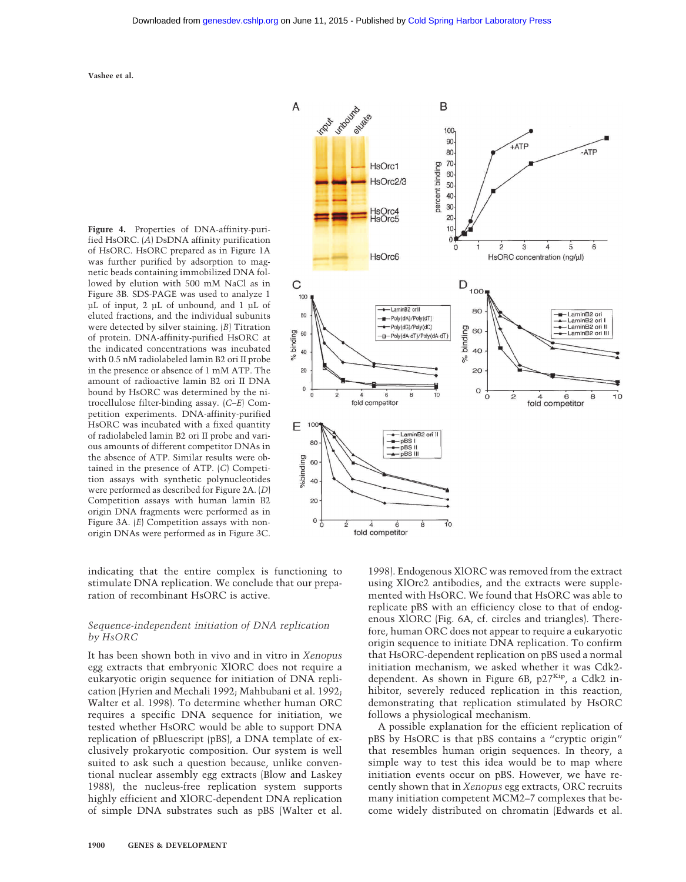A

input unbound eluate

HsOrc1

HsOrc2/3

HsOrc4

HsOrc5

HsOrc6

B

percent binding

+ATP

-ATP

HsORC concentration (ng/µl)

C

% binding

LaminB2 oriII

Poly(dA)/Poly(dT)

Poly(dG)/Poly(dC)

Poly(dA-dT)/Poly(dA-dT)

fold competitor

D

% binding

LaminB2 ori

LaminB2 ori I

LaminB2 ori II

LaminB2 ori III

fold competitor

E

%binding

LaminB2 ori II

pBS I

pBS II

pBS III

fold competitor

**Figure 4.** Properties of DNA-affinity-purified HsORC. (*A*) DsDNA affinity purification of HsORC. HsORC prepared as in Figure 1A was further purified by adsorption to magnetic beads containing immobilized DNA followed by elution with 500 mM NaCl as in Figure 3B. SDS-PAGE was used to analyze 1 µL of input, 2 µL of unbound, and 1 µL of eluted fractions, and the individual subunits were detected by silver staining. (*B*) Titration of protein. DNA-affinity-purified HsORC at the indicated concentrations was incubated with 0.5 nM radiolabeled lamin B2 ori II probe in the presence or absence of 1 mM ATP. The amount of radioactive lamin B2 ori II DNA bound by HsORC was determined by the nitrocellulose filter-binding assay. (*C–E*) Competition experiments. DNA-affinity-purified HsORC was incubated with a fixed quantity of radiolabeled lamin B2 ori II probe and various amounts of different competitor DNAs in the absence of ATP. Similar results were obtained in the presence of ATP. (*C*) Competition assays with synthetic polynucleotides were performed as described for Figure 2A. (*D*) Competition assays with human lamin B2 origin DNA fragments were performed as in Figure 3A. (*E*) Competition assays with non-origin DNAs were performed as in Figure 3C.

indicating that the entire complex is functioning to stimulate DNA replication. We conclude that our preparation of recombinant HsORC is active.

### *Sequence-independent initiation of DNA replication by HsORC*

It has been shown both in vivo and in vitro in *Xenopus* egg extracts that embryonic XlORC does not require a eukaryotic origin sequence for initiation of DNA replication (Hyrien and Mechali 1992; Mahbubani et al. 1992; Walter et al. 1998). To determine whether human ORC requires a specific DNA sequence for initiation, we tested whether HsORC would be able to support DNA replication of pBluescript (pBS), a DNA template of exclusively prokaryotic composition. Our system is well suited to ask such a question because, unlike conventional nuclear assembly egg extracts (Blow and Laskey 1988), the nucleus-free replication system supports highly efficient and XlORC-dependent DNA replication of simple DNA substrates such as pBS (Walter et al. 1998). Endogenous XlORC was removed from the extract using XlOrc2 antibodies, and the extracts were supplemented with HsORC. We found that HsORC was able to replicate pBS with an efficiency close to that of endogenous XlORC (Fig. 6A, cf. circles and triangles). Therefore, human ORC does not appear to require a eukaryotic origin sequence to initiate DNA replication. To confirm that HsORC-dependent replication on pBS used a normal initiation mechanism, we asked whether it was Cdk2-dependent. As shown in Figure 6B, $p27^{Kip}$, a Cdk2 inhibitor, severely reduced replication in this reaction, demonstrating that replication stimulated by HsORC follows a physiological mechanism.

A possible explanation for the efficient replication of pBS by HsORC is that pBS contains a "cryptic origin" that resembles human origin sequences. In theory, a simple way to test this idea would be to map where initiation events occur on pBS. However, we have recently shown that in *Xenopus* egg extracts, ORC recruits many initiation competent MCM2–7 complexes that become widely distributed on chromatin (Edwards et al.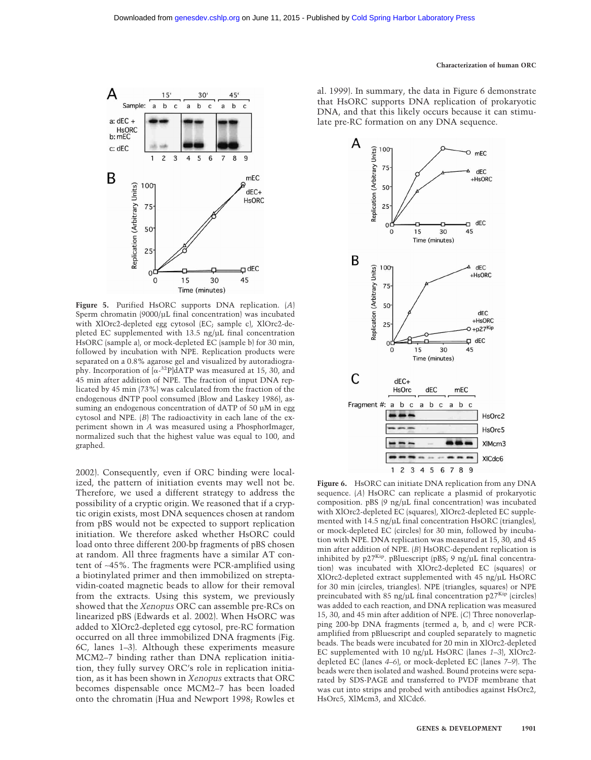A

Sample: a b c a b c a b c

15' 30' 45'

a: dEC + HsORC

b: mEC

c: dEC

1 2 3 4 5 6 7 8 9

B

Replication (Arbitrary Units)

100

75

50

25

0

0 15 30 45

Time (minutes)

mEC

dEC+ HsORC

dEC

**Figure 5.** Purified HsORC supports DNA replication. (*A*) Sperm chromatin (9000/µL final concentration) was incubated with XlOrc2-depleted egg cytosol (EC; sample c), XlOrc2-depleted EC supplemented with 13.5 ng/µL final concentration HsORC (sample a), or mock-depleted EC (sample b) for 30 min, followed by incubation with NPE. Replication products were separated on a 0.8% agarose gel and visualized by autoradiography. Incorporation of [$\alpha$-$^{32}$P]dATP was measured at 15, 30, and 45 min after addition of NPE. The fraction of input DNA replicated by 45 min (73%) was calculated from the fraction of the endogenous dNTP pool consumed (Blow and Laskey 1986), assuming an endogenous concentration of dATP of 50 µM in egg cytosol and NPE. (*B*) The radioactivity in each lane of the experiment shown in *A* was measured using a PhosphorImager, normalized such that the highest value was equal to 100, and graphed.

2002). Consequently, even if ORC binding were localized, the pattern of initiation events may well not be. Therefore, we used a different strategy to address the possibility of a cryptic origin. We reasoned that if a cryptic origin exists, most DNA sequences chosen at random from pBS would not be expected to support replication initiation. We therefore asked whether HsORC could load onto three different 200-bp fragments of pBS chosen at random. All three fragments have a similar AT content of ~45%. The fragments were PCR-amplified using a biotinylated primer and then immobilized on streptavidin-coated magnetic beads to allow for their removal from the extracts. Using this system, we previously showed that the *Xenopus* ORC can assemble pre-RCs on linearized pBS (Edwards et al. 2002). When HsORC was added to XlOrc2-depleted egg cytosol, pre-RC formation occurred on all three immobilized DNA fragments (Fig. 6C, lanes 1–3). Although these experiments measure MCM2–7 binding rather than DNA replication initiation, they fully survey ORC's role in replication initiation, as it has been shown in *Xenopus* extracts that ORC becomes dispensable once MCM2–7 has been loaded onto the chromatin (Hua and Newport 1998; Rowles et al. 1999). In summary, the data in Figure 6 demonstrate that HsORC supports DNA replication of prokaryotic DNA, and that this likely occurs because it can stimulate pre-RC formation on any DNA sequence.

A

Replication (Arbitrary Units)

100

75

50

25

0

0 15 30 45

Time (minutes)

mEC

dEC +HsORC

dEC

B

Replication (Arbitrary Units)

100

75

50

25

0

0 15 30 45

Time (minutes)

dEC +HsORC

dEC +HsORC +p27$^{Kip}$

dEC

C

dEC+ HsOrc

dEC

mEC

Fragment #: a b c a b c a b c

HsOrc2

HsOrc5

XlMcm3

XlCdc6

1 2 3 4 5 6 7 8 9

**Figure 6.** HsORC can initiate DNA replication from any DNA sequence. (*A*) HsORC can replicate a plasmid of prokaryotic composition. pBS (9 ng/µL final concentration) was incubated with XlOrc2-depleted EC (squares), XlOrc2-depleted EC supplemented with 14.5 ng/µL final concentration HsORC (triangles), or mock-depleted EC (circles) for 30 min, followed by incubation with NPE. DNA replication was measured at 15, 30, and 45 min after addition of NPE. (*B*) HsORC-dependent replication is inhibited by p27$^{Kip}$. pBluescript (pBS; 9 ng/µL final concentration) was incubated with XlOrc2-depleted EC (squares) or XlOrc2-depleted extract supplemented with 45 ng/µL HsORC for 30 min (circles, triangles). NPE (triangles, squares) or NPE preincubated with 85 ng/µL final concentration p27$^{Kip}$ (circles) was added to each reaction, and DNA replication was measured 15, 30, and 45 min after addition of NPE. (*C*) Three nonoverlapping 200-bp DNA fragments (termed a, b, and c) were PCR-amplified from pBluescript and coupled separately to magnetic beads. The beads were incubated for 20 min in XlOrc2-depleted EC supplemented with 10 ng/µL HsORC (lanes *1–3*), XlOrc2-depleted EC (lanes *4–6*), or mock-depleted EC (lanes *7–9*). The beads were then isolated and washed. Bound proteins were separated by SDS-PAGE and transferred to PVDF membrane that was cut into strips and probed with antibodies against HsOrc2, HsOrc5, XlMcm3, and XlCdc6.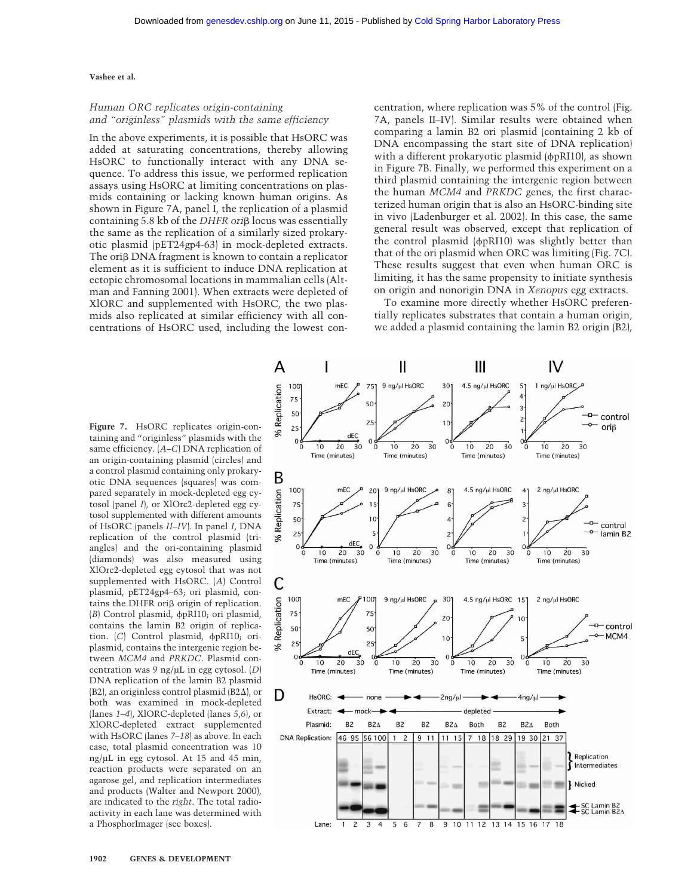### Human ORC replicates origin-containing and "originless" plasmids with the same efficiency

In the above experiments, it is possible that HsORC was added at saturating concentrations, thereby allowing HsORC to functionally interact with any DNA sequence. To address this issue, we performed replication assays using HsORC at limiting concentrations on plasmids containing or lacking known human origins. As shown in Figure 7A, panel I, the replication of a plasmid containing 5.8 kb of the *DHFR* oriβ locus was essentially the same as the replication of a similarly sized prokaryotic plasmid (pET24gp4-63) in mock-depleted extracts. The oriβ DNA fragment is known to contain a replicator element as it is sufficient to induce DNA replication at ectopic chromosomal locations in mammalian cells (Altman and Fanning 2001). When extracts were depleted of XlORC and supplemented with HsORC, the two plasmids also replicated at similar efficiency with all concentrations of HsORC used, including the lowest concentration, where replication was 5% of the control (Fig. 7A, panels II–IV). Similar results were obtained when comparing a lamin B2 ori plasmid (containing 2 kb of DNA encompassing the start site of DNA replication) with a different prokaryotic plasmid (ϕpRI10), as shown in Figure 7B. Finally, we performed this experiment on a third plasmid containing the intergenic region between the human *MCM4* and *PRKDC* genes, the first characterized human origin that is also an HsORC-binding site in vivo (Ladenburger et al. 2002). In this case, the same general result was observed, except that replication of the control plasmid (ϕpRI10) was slightly better than that of the ori plasmid when ORC was limiting (Fig. 7C). These results suggest that even when human ORC is limiting, it has the same propensity to initiate synthesis on origin and nonorigin DNA in *Xenopus* egg extracts.

To examine more directly whether HsORC preferentially replicates substrates that contain a human origin, we added a plasmid containing the lamin B2 origin (B2),

A
I II III IV
% Replication
mEC
dEC
9 ng/µl HsORC
4.5 ng/µl HsORC
1 ng/µl HsORC
control
oriβ
Time (minutes)

B
% Replication
mEC
dEC
9 ng/µl HsORC
4.5 ng/µl HsORC
2 ng/µl HsORC
control
lamin B2
Time (minutes)

C
% Replication
mEC
dEC
9 ng/µl HsORC
4.5 ng/µl HsORC
2 ng/µl HsORC
control
MCM4
Time (minutes)

D
HsORC: none 2ng/µl 4ng/µl
Extract: mock depleted
Plasmid: B2 B2Δ B2 B2 B2Δ Both B2 B2Δ Both
DNA Replication: 46 95 56 100 1 2 9 11 11 15 7 18 18 29 19 30 21 37
Replication Intermediates
Nicked
SC Lamin B2
SC Lamin B2Δ
Lane: 1 2 3 4 5 6 7 8 9 10 11 12 13 14 15 16 17 18

**Figure 7.** HsORC replicates origin-containing and "originless" plasmids with the same efficiency. (*A*–*C*) DNA replication of an origin-containing plasmid (circles) and a control plasmid containing only prokaryotic DNA sequences (squares) was compared separately in mock-depleted egg cytosol (panel *I*), or XlOrc2-depleted egg cytosol supplemented with different amounts of HsORC (panels *II*–*IV*). In panel *I*, DNA replication of the control plasmid (triangles) and the ori-containing plasmid (diamonds) was also measured using XlOrc2-depleted egg cytosol that was not supplemented with HsORC. (*A*) Control plasmid, pET24gp4-63; ori plasmid, contains the DHFR oriβ origin of replication. (*B*) Control plasmid, ϕpRI10; ori plasmid, contains the lamin B2 origin of replication. (*C*) Control plasmid, ϕpRI10; ori-plasmid, contains the intergenic region between *MCM4* and *PRKDC*. Plasmid concentration was 9 ng/µL in egg cytosol. (*D*) DNA replication of the lamin B2 plasmid (B2), an originless control plasmid (B2Δ), or both was examined in mock-depleted (lanes *1*–*4*), XlORC-depleted (lanes *5*,*6*), or XlORC-depleted extract supplemented with HsORC (lanes *7*–*18*) as above. In each case, total plasmid concentration was 10 ng/µL in egg cytosol. At 15 and 45 min, reaction products were separated on an agarose gel, and replication intermediates and products (Walter and Newport 2000), are indicated to the *right*. The total radioactivity in each lane was determined with a PhosphorImager (see boxes).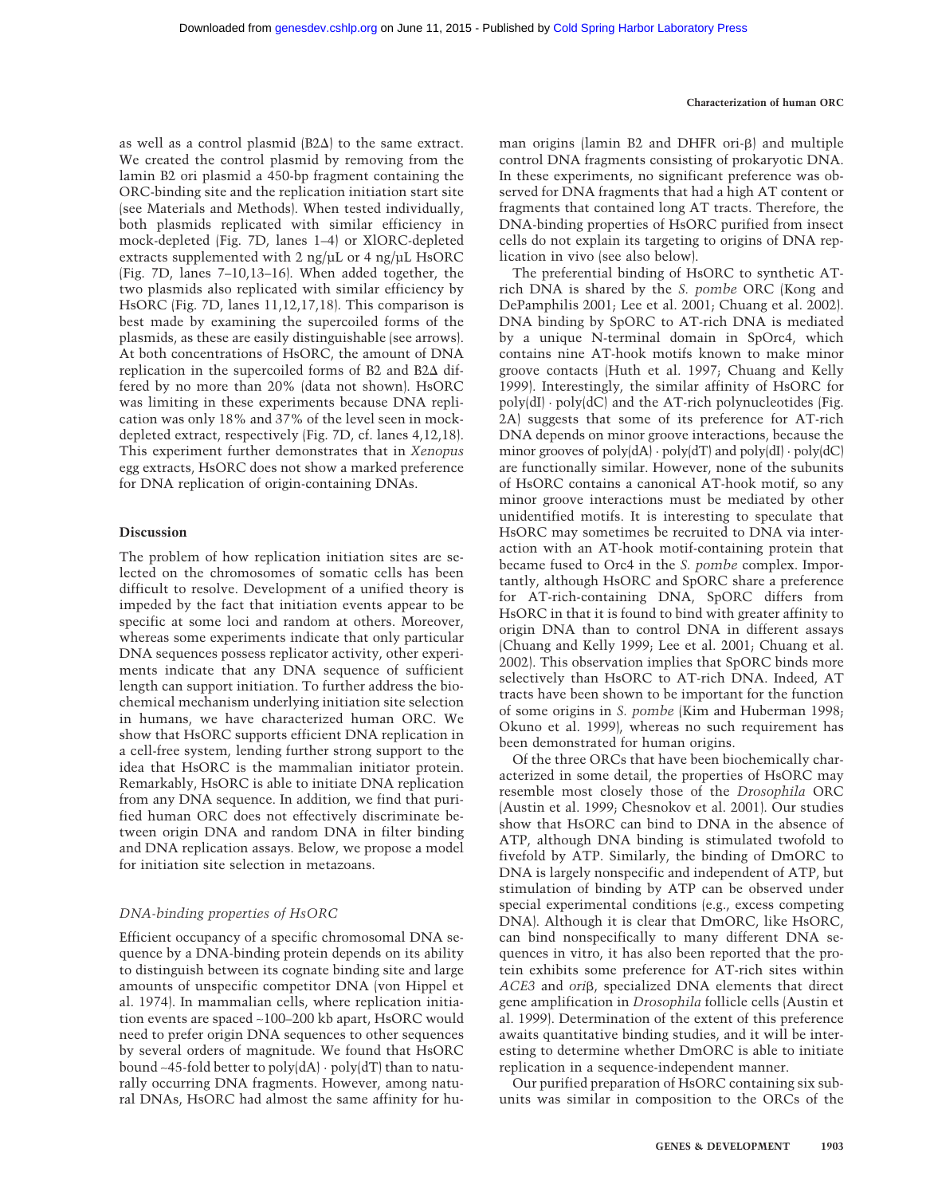as well as a control plasmid (B2Δ) to the same extract. We created the control plasmid by removing from the lamin B2 ori plasmid a 450-bp fragment containing the ORC-binding site and the replication initiation start site (see Materials and Methods). When tested individually, both plasmids replicated with similar efficiency in mock-depleted (Fig. 7D, lanes 1–4) or XlORC-depleted extracts supplemented with 2 ng/µL or 4 ng/µL HsORC (Fig. 7D, lanes 7–10,13–16). When added together, the two plasmids also replicated with similar efficiency by HsORC (Fig. 7D, lanes 11,12,17,18). This comparison is best made by examining the supercoiled forms of the plasmids, as these are easily distinguishable (see arrows). At both concentrations of HsORC, the amount of DNA replication in the supercoiled forms of B2 and B2Δ differed by no more than 20% (data not shown). HsORC was limiting in these experiments because DNA replication was only 18% and 37% of the level seen in mock-depleted extract, respectively (Fig. 7D, cf. lanes 4,12,18). This experiment further demonstrates that in *Xenopus* egg extracts, HsORC does not show a marked preference for DNA replication of origin-containing DNAs.

## Discussion

The problem of how replication initiation sites are selected on the chromosomes of somatic cells has been difficult to resolve. Development of a unified theory is impeded by the fact that initiation events appear to be specific at some loci and random at others. Moreover, whereas some experiments indicate that only particular DNA sequences possess replicator activity, other experiments indicate that any DNA sequence of sufficient length can support initiation. To further address the biochemical mechanism underlying initiation site selection in humans, we have characterized human ORC. We show that HsORC supports efficient DNA replication in a cell-free system, lending further strong support to the idea that HsORC is the mammalian initiator protein. Remarkably, HsORC is able to initiate DNA replication from any DNA sequence. In addition, we find that purified human ORC does not effectively discriminate between origin DNA and random DNA in filter binding and DNA replication assays. Below, we propose a model for initiation site selection in metazoans.

### *DNA-binding properties of HsORC*

Efficient occupancy of a specific chromosomal DNA sequence by a DNA-binding protein depends on its ability to distinguish between its cognate binding site and large amounts of unspecific competitor DNA (von Hippel et al. 1974). In mammalian cells, where replication initiation events are spaced ~100–200 kb apart, HsORC would need to prefer origin DNA sequences to other sequences by several orders of magnitude. We found that HsORC bound ~45-fold better to poly(dA) · poly(dT) than to naturally occurring DNA fragments. However, among natural DNAs, HsORC had almost the same affinity for human origins (lamin B2 and DHFR ori-β) and multiple control DNA fragments consisting of prokaryotic DNA. In these experiments, no significant preference was observed for DNA fragments that had a high AT content or fragments that contained long AT tracts. Therefore, the DNA-binding properties of HsORC purified from insect cells do not explain its targeting to origins of DNA replication in vivo (see also below).

The preferential binding of HsORC to synthetic AT-rich DNA is shared by the *S. pombe* ORC (Kong and DePamphilis 2001; Lee et al. 2001; Chuang et al. 2002). DNA binding by SpORC to AT-rich DNA is mediated by a unique N-terminal domain in SpOrc4, which contains nine AT-hook motifs known to make minor groove contacts (Huth et al. 1997; Chuang and Kelly 1999). Interestingly, the similar affinity of HsORC for poly(dI) · poly(dC) and the AT-rich polynucleotides (Fig. 2A) suggests that some of its preference for AT-rich DNA depends on minor groove interactions, because the minor grooves of poly(dA) · poly(dT) and poly(dI) · poly(dC) are functionally similar. However, none of the subunits of HsORC contains a canonical AT-hook motif, so any minor groove interactions must be mediated by other unidentified motifs. It is interesting to speculate that HsORC may sometimes be recruited to DNA via interaction with an AT-hook motif-containing protein that became fused to Orc4 in the *S. pombe* complex. Importantly, although HsORC and SpORC share a preference for AT-rich-containing DNA, SpORC differs from HsORC in that it is found to bind with greater affinity to origin DNA than to control DNA in different assays (Chuang and Kelly 1999; Lee et al. 2001; Chuang et al. 2002). This observation implies that SpORC binds more selectively than HsORC to AT-rich DNA. Indeed, AT tracts have been shown to be important for the function of some origins in *S. pombe* (Kim and Huberman 1998; Okuno et al. 1999), whereas no such requirement has been demonstrated for human origins.

Of the three ORCs that have been biochemically characterized in some detail, the properties of HsORC may resemble most closely those of the *Drosophila* ORC (Austin et al. 1999; Chesnokov et al. 2001). Our studies show that HsORC can bind to DNA in the absence of ATP, although DNA binding is stimulated twofold to fivefold by ATP. Similarly, the binding of DmORC to DNA is largely nonspecific and independent of ATP, but stimulation of binding by ATP can be observed under special experimental conditions (e.g., excess competing DNA). Although it is clear that DmORC, like HsORC, can bind nonspecifically to many different DNA sequences in vitro, it has also been reported that the protein exhibits some preference for AT-rich sites within *ACE3* and *ori*β, specialized DNA elements that direct gene amplification in *Drosophila* follicle cells (Austin et al. 1999). Determination of the extent of this preference awaits quantitative binding studies, and it will be interesting to determine whether DmORC is able to initiate replication in a sequence-independent manner.

Our purified preparation of HsORC containing six subunits was similar in composition to the ORCs of the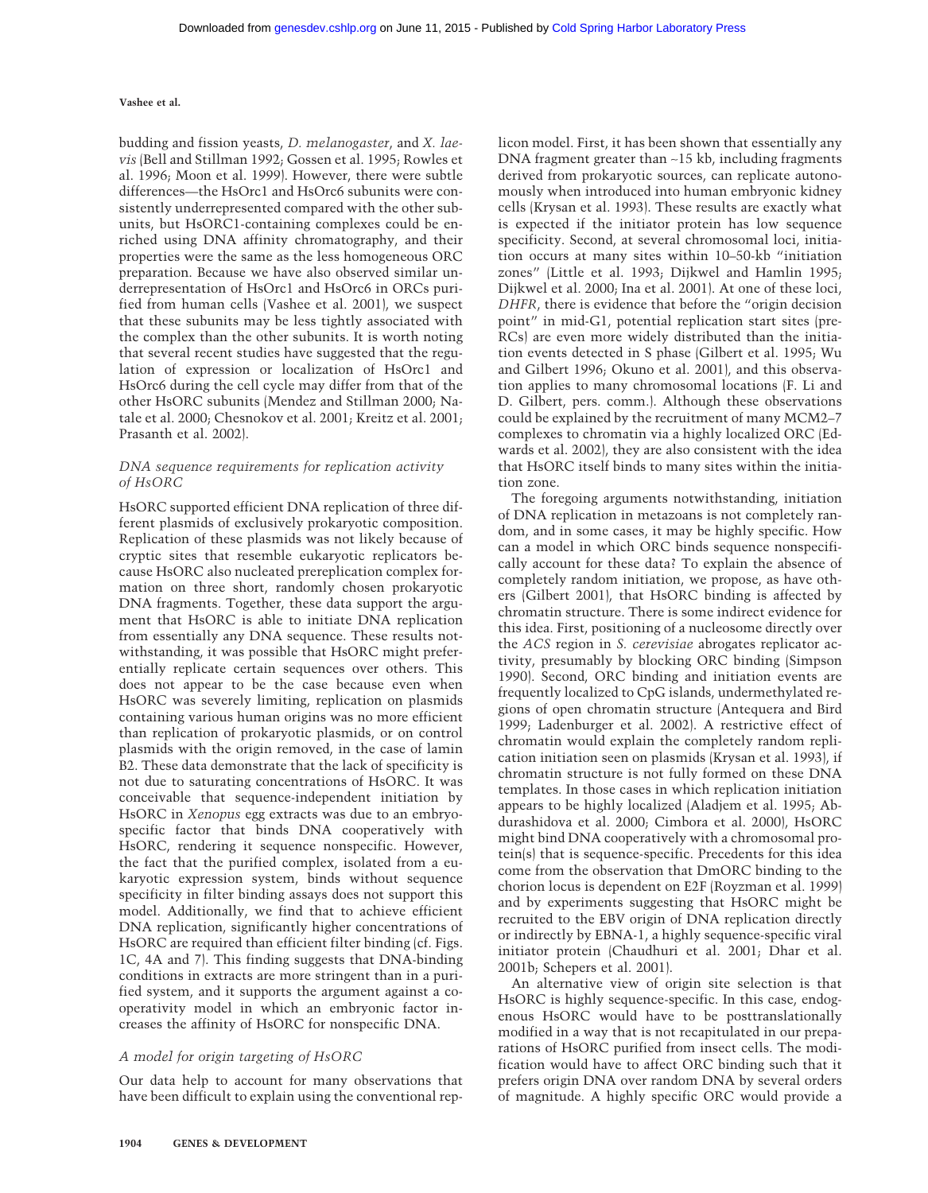budding and fission yeasts, *D. melanogaster*, and *X. laevis* (Bell and Stillman 1992; Gossen et al. 1995; Rowles et al. 1996; Moon et al. 1999). However, there were subtle differences—the HsOrc1 and HsOrc6 subunits were consistently underrepresented compared with the other subunits, but HsORC1-containing complexes could be enriched using DNA affinity chromatography, and their properties were the same as the less homogeneous ORC preparation. Because we have also observed similar underrepresentation of HsOrc1 and HsOrc6 in ORCs purified from human cells (Vashee et al. 2001), we suspect that these subunits may be less tightly associated with the complex than the other subunits. It is worth noting that several recent studies have suggested that the regulation of expression or localization of HsOrc1 and HsOrc6 during the cell cycle may differ from that of the other HsORC subunits (Mendez and Stillman 2000; Natale et al. 2000; Chesnokov et al. 2001; Kreitz et al. 2001; Prasanth et al. 2002).

### *DNA sequence requirements for replication activity of HsORC*

HsORC supported efficient DNA replication of three different plasmids of exclusively prokaryotic composition. Replication of these plasmids was not likely because of cryptic sites that resemble eukaryotic replicators because HsORC also nucleated prereplication complex formation on three short, randomly chosen prokaryotic DNA fragments. Together, these data support the argument that HsORC is able to initiate DNA replication from essentially any DNA sequence. These results notwithstanding, it was possible that HsORC might preferentially replicate certain sequences over others. This does not appear to be the case because even when HsORC was severely limiting, replication on plasmids containing various human origins was no more efficient than replication of prokaryotic plasmids, or on control plasmids with the origin removed, in the case of lamin B2. These data demonstrate that the lack of specificity is not due to saturating concentrations of HsORC. It was conceivable that sequence-independent initiation by HsORC in *Xenopus* egg extracts was due to an embryo-specific factor that binds DNA cooperatively with HsORC, rendering it sequence nonspecific. However, the fact that the purified complex, isolated from a eukaryotic expression system, binds without sequence specificity in filter binding assays does not support this model. Additionally, we find that to achieve efficient DNA replication, significantly higher concentrations of HsORC are required than efficient filter binding (cf. Figs. 1C, 4A and 7). This finding suggests that DNA-binding conditions in extracts are more stringent than in a purified system, and it supports the argument against a cooperativity model in which an embryonic factor increases the affinity of HsORC for nonspecific DNA.

### *A model for origin targeting of HsORC*

Our data help to account for many observations that have been difficult to explain using the conventional replicon model. First, it has been shown that essentially any DNA fragment greater than ~15 kb, including fragments derived from prokaryotic sources, can replicate autonomously when introduced into human embryonic kidney cells (Krysan et al. 1993). These results are exactly what is expected if the initiator protein has low sequence specificity. Second, at several chromosomal loci, initiation occurs at many sites within 10–50-kb "initiation zones" (Little et al. 1993; Dijkwel and Hamlin 1995; Dijkwel et al. 2000; Ina et al. 2001). At one of these loci, *DHFR*, there is evidence that before the "origin decision point" in mid-G1, potential replication start sites (pre-RCs) are even more widely distributed than the initiation events detected in S phase (Gilbert et al. 1995; Wu and Gilbert 1996; Okuno et al. 2001), and this observation applies to many chromosomal locations (F. Li and D. Gilbert, pers. comm.). Although these observations could be explained by the recruitment of many MCM2–7 complexes to chromatin via a highly localized ORC (Edwards et al. 2002), they are also consistent with the idea that HsORC itself binds to many sites within the initiation zone.

The foregoing arguments notwithstanding, initiation of DNA replication in metazoans is not completely random, and in some cases, it may be highly specific. How can a model in which ORC binds sequence nonspecifically account for these data? To explain the absence of completely random initiation, we propose, as have others (Gilbert 2001), that HsORC binding is affected by chromatin structure. There is some indirect evidence for this idea. First, positioning of a nucleosome directly over the *ACS* region in *S. cerevisiae* abrogates replicator activity, presumably by blocking ORC binding (Simpson 1990). Second, ORC binding and initiation events are frequently localized to CpG islands, undermethylated regions of open chromatin structure (Antequera and Bird 1999; Ladenburger et al. 2002). A restrictive effect of chromatin would explain the completely random replication initiation seen on plasmids (Krysan et al. 1993), if chromatin structure is not fully formed on these DNA templates. In those cases in which replication initiation appears to be highly localized (Aladjem et al. 1995; Abdurashidova et al. 2000; Cimbora et al. 2000), HsORC might bind DNA cooperatively with a chromosomal protein(s) that is sequence-specific. Precedents for this idea come from the observation that DmORC binding to the chorion locus is dependent on E2F (Royzman et al. 1999) and by experiments suggesting that HsORC might be recruited to the EBV origin of DNA replication directly or indirectly by EBNA-1, a highly sequence-specific viral initiator protein (Chaudhuri et al. 2001; Dhar et al. 2001b; Schepers et al. 2001).

An alternative view of origin site selection is that HsORC is highly sequence-specific. In this case, endogenous HsORC would have to be posttranslationally modified in a way that is not recapitulated in our preparations of HsORC purified from insect cells. The modification would have to affect ORC binding such that it prefers origin DNA over random DNA by several orders of magnitude. A highly specific ORC would provide a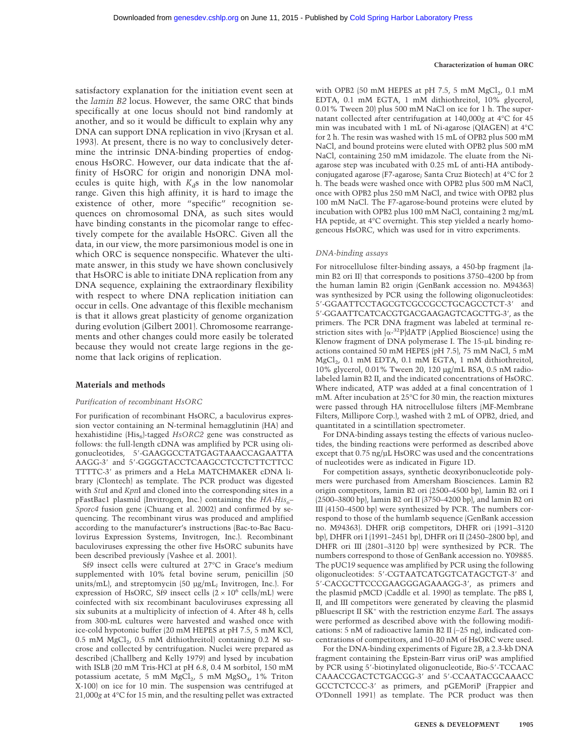satisfactory explanation for the initiation event seen at the *lamin B2* locus. However, the same ORC that binds specifically at one locus should not bind randomly at another, and so it would be difficult to explain why any DNA can support DNA replication in vivo (Krysan et al. 1993). At present, there is no way to conclusively determine the intrinsic DNA-binding properties of endogenous HsORC. However, our data indicate that the affinity of HsORC for origin and nonorigin DNA molecules is quite high, with $K_d$s in the low nanomolar range. Given this high affinity, it is hard to image the existence of other, more "specific" recognition sequences on chromosomal DNA, as such sites would have binding constants in the picomolar range to effectively compete for the available HsORC. Given all the data, in our view, the more parsimonious model is one in which ORC is sequence nonspecific. Whatever the ultimate answer, in this study we have shown conclusively that HsORC is able to initiate DNA replication from any DNA sequence, explaining the extraordinary flexibility with respect to where DNA replication initiation can occur in cells. One advantage of this flexible mechanism is that it allows great plasticity of genome organization during evolution (Gilbert 2001). Chromosome rearrangements and other changes could more easily be tolerated because they would not create large regions in the genome that lack origins of replication.

## Materials and methods

### *Purification of recombinant HsORC*

For purification of recombinant HsORC, a baculovirus expression vector containing an N-terminal hemagglutinin (HA) and hexahistidine ($His_6$)-tagged *HsORC2* gene was constructed as follows: the full-length cDNA was amplified by PCR using oligonucleotides, 5′-GAAGGCCTATGAGTAAACCAGAATTA AAGG-3′ and 5′-GGGGTACCTCAAGCCTCCTCTTCTTCC TTTTC-3′ as primers and a HeLa MATCHMAKER cDNA library (Clontech) as template. The PCR product was digested with *Stu*I and *Kpn*I and cloned into the corresponding sites in a pFastBac1 plasmid (Invitrogen, Inc.) containing the *HA-His$_6$–Sporc4* fusion gene (Chuang et al. 2002) and confirmed by sequencing. The recombinant virus was produced and amplified according to the manufacturer's instructions (Bac-to-Bac Baculovirus Expression Systems, Invitrogen, Inc.). Recombinant baculoviruses expressing the other five HsORC subunits have been described previously (Vashee et al. 2001).

Sf9 insect cells were cultured at 27°C in Grace's medium supplemented with 10% fetal bovine serum, penicillin (50 units/mL), and streptomycin (50 µg/mL; Invitrogen, Inc.). For expression of HsORC, Sf9 insect cells ($2 \times 10^6$ cells/mL) were coinfected with six recombinant baculoviruses expressing all six subunits at a multiplicity of infection of 4. After 48 h, cells from 300-mL cultures were harvested and washed once with ice-cold hypotonic buffer (20 mM HEPES at pH 7.5, 5 mM KCl, 0.5 mM $MgCl_2$, 0.5 mM dithiothreitol) containing 0.2 M sucrose and collected by centrifugation. Nuclei were prepared as described (Challberg and Kelly 1979) and lysed by incubation with ISLB (20 mM Tris-HCl at pH 6.8, 0.4 M sorbitol, 150 mM potassium acetate, 5 mM $MgCl_2$, 5 mM $MgSO_4$, 1% Triton X-100) on ice for 10 min. The suspension was centrifuged at 21,000*g* at 4°C for 15 min, and the resulting pellet was extracted with OPB2 (50 mM HEPES at pH 7.5, 5 mM $MgCl_2$, 0.1 mM EDTA, 0.1 mM EGTA, 1 mM dithiothreitol, 10% glycerol, 0.01% Tween 20) plus 500 mM NaCl on ice for 1 h. The supernatant collected after centrifugation at 140,000*g* at 4°C for 45 min was incubated with 1 mL of Ni-agarose (QIAGEN) at 4°C for 2 h. The resin was washed with 15 mL of OPB2 plus 500 mM NaCl, and bound proteins were eluted with OPB2 plus 500 mM NaCl, containing 250 mM imidazole. The eluate from the Ni-agarose step was incubated with 0.25 mL of anti-HA antibody-conjugated agarose (F7-agarose; Santa Cruz Biotech) at 4°C for 2 h. The beads were washed once with OPB2 plus 500 mM NaCl, once with OPB2 plus 250 mM NaCl, and twice with OPB2 plus 100 mM NaCl. The F7-agarose-bound proteins were eluted by incubation with OPB2 plus 100 mM NaCl, containing 2 mg/mL HA peptide, at 4°C overnight. This step yielded a nearly homogeneous HsORC, which was used for in vitro experiments.

### *DNA-binding assays*

For nitrocellulose filter-binding assays, a 450-bp fragment (lamin B2 ori II) that corresponds to positions 3750–4200 bp from the human lamin B2 origin (GenBank accession no. M94363) was synthesized by PCR using the following oligonucleotides: 5′-GGAATTCCTAGCGTCGCCGCCTGCAGCCTCT-3′ and 5′-GGAATTCATCACGTGACGAAGAGTCAGCTTG-3′, as the primers. The PCR DNA fragment was labeled at terminal restriction sites with [α-$^{32}$P]dATP (Applied Bioscience) using the Klenow fragment of DNA polymerase I. The 15-µL binding reactions contained 50 mM HEPES (pH 7.5), 75 mM NaCl, 5 mM $MgCl_2$, 0.1 mM EDTA, 0.1 mM EGTA, 1 mM dithiothreitol, 10% glycerol, 0.01% Tween 20, 120 µg/mL BSA, 0.5 nM radiolabeled lamin B2 II, and the indicated concentrations of HsORC. Where indicated, ATP was added at a final concentration of 1 mM. After incubation at 25°C for 30 min, the reaction mixtures were passed through HA nitrocellulose filters (MF-Membrane Filters, Millipore Corp.), washed with 2 mL of OPB2, dried, and quantitated in a scintillation spectrometer.

For DNA-binding assays testing the effects of various nucleotides, the binding reactions were performed as described above except that 0.75 ng/µL HsORC was used and the concentrations of nucleotides were as indicated in Figure 1D.

For competition assays, synthetic deoxyribonucleotide polymers were purchased from Amersham Biosciences. Lamin B2 origin competitors, lamin B2 ori (2500–4500 bp), lamin B2 ori I (2500–3800 bp), lamin B2 ori II (3750–4200 bp), and lamin B2 ori III (4150–4500 bp) were synthesized by PCR. The numbers correspond to those of the humlamb sequence (GenBank accession no. M94363). DHFR oriβ competitors, DHFR ori (1991–3120 bp), DHFR ori I (1991–2451 bp), DHFR ori II (2450–2800 bp), and DHFR ori III (2801–3120 bp) were synthesized by PCR. The numbers correspond to those of GenBank accession no. Y09885. The pUC19 sequence was amplified by PCR using the following oligonucleotides: 5′-CGTAATCATGGTCATAGCTGT-3′ and 5′-CACGCTTCCCGAAGGGAGAAAGG-3′, as primers and the plasmid pMCD (Caddle et al. 1990) as template. The pBS I, II, and III competitors were generated by cleaving the plasmid pBluescript II SK$^+$ with the restriction enzyme *Ear*I. The assays were performed as described above with the following modifications: 5 nM of radioactive lamin B2 II (~25 ng), indicated concentrations of competitors, and 10–20 nM of HsORC were used.

For the DNA-binding experiments of Figure 2B, a 2.3-kb DNA fragment containing the Epstein-Barr virus oriP was amplified by PCR using 5′-biotinylated oligonucleotide, Bio-5′-TCCAAC CAAACCGACTCTGACGG-3′ and 5′-CCAATACGCAAACC GCCTCTCCC-3′ as primers, and pGEMoriP (Frappier and O'Donnell 1991) as template. The PCR product was then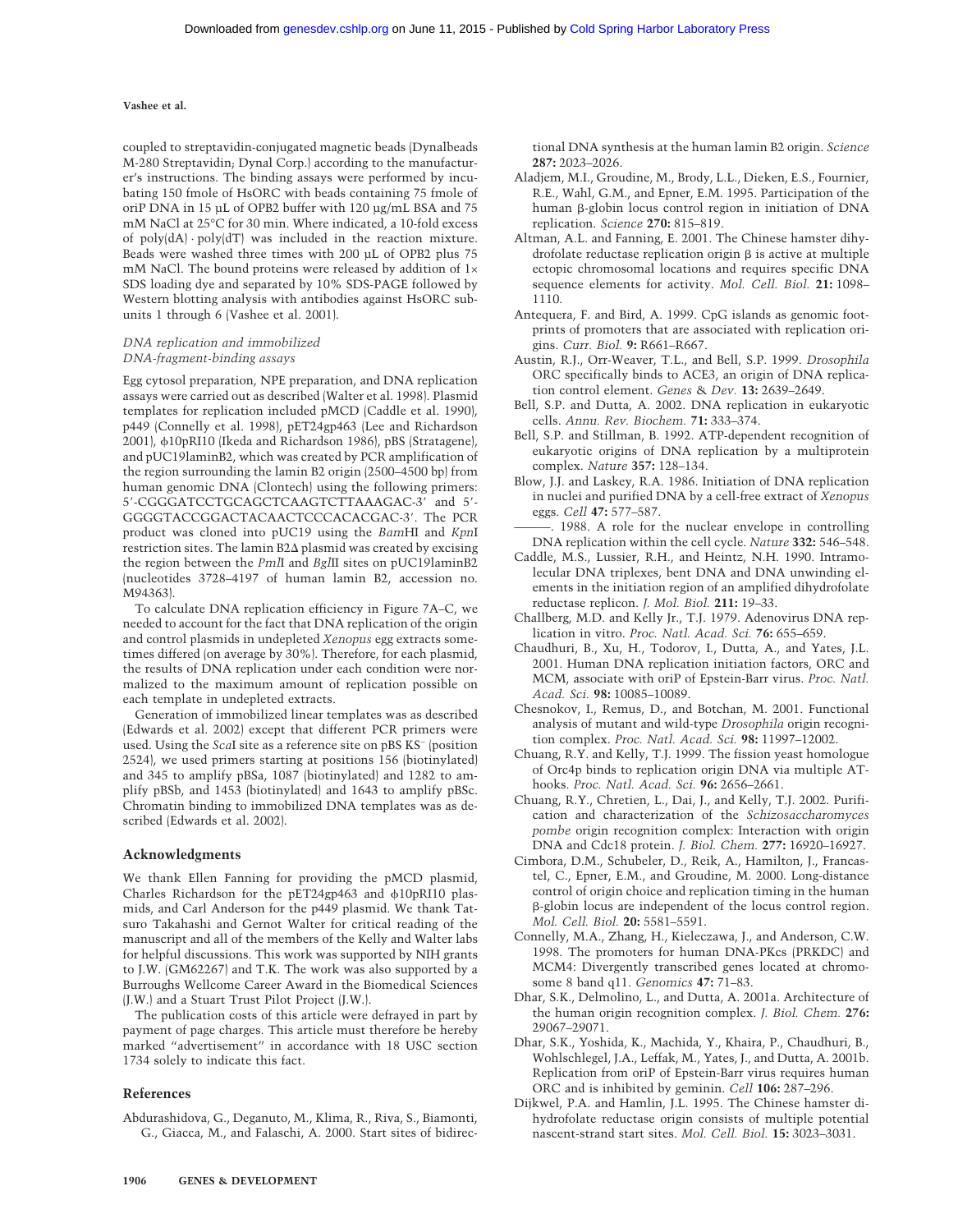coupled to streptavidin-conjugated magnetic beads (Dynalbeads M-280 Streptavidin; Dynal Corp.) according to the manufacturer's instructions. The binding assays were performed by incubating 150 fmole of HsORC with beads containing 75 fmole of oriP DNA in 15 µL of OPB2 buffer with 120 µg/mL BSA and 75 mM NaCl at 25°C for 30 min. Where indicated, a 10-fold excess of poly(dA) · poly(dT) was included in the reaction mixture. Beads were washed three times with 200 µL of OPB2 plus 75 mM NaCl. The bound proteins were released by addition of 1× SDS loading dye and separated by 10% SDS-PAGE followed by Western blotting analysis with antibodies against HsORC subunits 1 through 6 (Vashee et al. 2001).

### *DNA replication and immobilized DNA-fragment-binding assays*

Egg cytosol preparation, NPE preparation, and DNA replication assays were carried out as described (Walter et al. 1998). Plasmid templates for replication included pMCD (Caddle et al. 1990), p449 (Connelly et al. 1998), pET24gp463 (Lee and Richardson 2001), ϕ10pRI10 (Ikeda and Richardson 1986), pBS (Stratagene), and pUC19laminB2, which was created by PCR amplification of the region surrounding the lamin B2 origin (2500–4500 bp) from human genomic DNA (Clontech) using the following primers: 5′-CGGGATCCTGCAGCTCAAGTCTTAAAGAC-3′ and 5′-GGGGTACCGGACTACAACTCCCACACGAC-3′. The PCR product was cloned into pUC19 using the *Bam*HI and *Kpn*I restriction sites. The lamin B2Δ plasmid was created by excising the region between the *Pml*I and *Bgl*II sites on pUC19laminB2 (nucleotides 3728–4197 of human lamin B2, accession no. M94363).

To calculate DNA replication efficiency in Figure 7A–C, we needed to account for the fact that DNA replication of the origin and control plasmids in undepleted *Xenopus* egg extracts sometimes differed (on average by 30%). Therefore, for each plasmid, the results of DNA replication under each condition were normalized to the maximum amount of replication possible on each template in undepleted extracts.

Generation of immobilized linear templates was as described (Edwards et al. 2002) except that different PCR primers were used. Using the *Sca*I site as a reference site on pBS KS$^-$ (position 2524), we used primers starting at positions 156 (biotinylated) and 345 to amplify pBSa, 1087 (biotinylated) and 1282 to amplify pBSb, and 1453 (biotinylated) and 1643 to amplify pBSc. Chromatin binding to immobilized DNA templates was as described (Edwards et al. 2002).

## Acknowledgments

We thank Ellen Fanning for providing the pMCD plasmid, Charles Richardson for the pET24gp463 and ϕ10pRI10 plasmids, and Carl Anderson for the p449 plasmid. We thank Tatsuro Takahashi and Gernot Walter for critical reading of the manuscript and all of the members of the Kelly and Walter labs for helpful discussions. This work was supported by NIH grants to J.W. (GM62267) and T.K. The work was also supported by a Burroughs Wellcome Career Award in the Biomedical Sciences (J.W.) and a Stuart Trust Pilot Project (J.W.).

The publication costs of this article were defrayed in part by payment of page charges. This article must therefore be hereby marked "advertisement" in accordance with 18 USC section 1734 solely to indicate this fact.

## References

Abdurashidova, G., Deganuto, M., Klima, R., Riva, S., Biamonti, G., Giacca, M., and Falaschi, A. 2000. Start sites of bidirectional DNA synthesis at the human lamin B2 origin. *Science* **287:** 2023–2026.

Aladjem, M.I., Groudine, M., Brody, L.L., Dieken, E.S., Fournier, R.E., Wahl, G.M., and Epner, E.M. 1995. Participation of the human β-globin locus control region in initiation of DNA replication. *Science* **270:** 815–819.

Altman, A.L. and Fanning, E. 2001. The Chinese hamster dihydrofolate reductase replication origin β is active at multiple ectopic chromosomal locations and requires specific DNA sequence elements for activity. *Mol. Cell. Biol.* **21:** 1098–1110.

Antequera, F. and Bird, A. 1999. CpG islands as genomic footprints of promoters that are associated with replication origins. *Curr. Biol.* **9:** R661–R667.

Austin, R.J., Orr-Weaver, T.L., and Bell, S.P. 1999. *Drosophila* ORC specifically binds to ACE3, an origin of DNA replication control element. *Genes & Dev.* **13:** 2639–2649.

Bell, S.P. and Dutta, A. 2002. DNA replication in eukaryotic cells. *Annu. Rev. Biochem.* **71:** 333–374.

Bell, S.P. and Stillman, B. 1992. ATP-dependent recognition of eukaryotic origins of DNA replication by a multiprotein complex. *Nature* **357:** 128–134.

Blow, J.J. and Laskey, R.A. 1986. Initiation of DNA replication in nuclei and purified DNA by a cell-free extract of *Xenopus* eggs. *Cell* **47:** 577–587.

———. 1988. A role for the nuclear envelope in controlling DNA replication within the cell cycle. *Nature* **332:** 546–548.

Caddle, M.S., Lussier, R.H., and Heintz, N.H. 1990. Intramolecular DNA triplexes, bent DNA and DNA unwinding elements in the initiation region of an amplified dihydrofolate reductase replicon. *J. Mol. Biol.* **211:** 19–33.

Challberg, M.D. and Kelly Jr., T.J. 1979. Adenovirus DNA replication in vitro. *Proc. Natl. Acad. Sci.* **76:** 655–659.

Chaudhuri, B., Xu, H., Todorov, I., Dutta, A., and Yates, J.L. 2001. Human DNA replication initiation factors, ORC and MCM, associate with oriP of Epstein-Barr virus. *Proc. Natl. Acad. Sci.* **98:** 10085–10089.

Chesnokov, I., Remus, D., and Botchan, M. 2001. Functional analysis of mutant and wild-type *Drosophila* origin recognition complex. *Proc. Natl. Acad. Sci.* **98:** 11997–12002.

Chuang, R.Y. and Kelly, T.J. 1999. The fission yeast homologue of Orc4p binds to replication origin DNA via multiple AT-hooks. *Proc. Natl. Acad. Sci.* **96:** 2656–2661.

Chuang, R.Y., Chretien, L., Dai, J., and Kelly, T.J. 2002. Purification and characterization of the *Schizosaccharomyces pombe* origin recognition complex: Interaction with origin DNA and Cdc18 protein. *J. Biol. Chem.* **277:** 16920–16927.

Cimbora, D.M., Schubeler, D., Reik, A., Hamilton, J., Francastel, C., Epner, E.M., and Groudine, M. 2000. Long-distance control of origin choice and replication timing in the human β-globin locus are independent of the locus control region. *Mol. Cell. Biol.* **20:** 5581–5591.

Connelly, M.A., Zhang, H., Kieleczawa, J., and Anderson, C.W. 1998. The promoters for human DNA-PKcs (PRKDC) and MCM4: Divergently transcribed genes located at chromosome 8 band q11. *Genomics* **47:** 71–83.

Dhar, S.K., Delmolino, L., and Dutta, A. 2001a. Architecture of the human origin recognition complex. *J. Biol. Chem.* **276:** 29067–29071.

Dhar, S.K., Yoshida, K., Machida, Y., Khaira, P., Chaudhuri, B., Wohlschlegel, J.A., Leffak, M., Yates, J., and Dutta, A. 2001b. Replication from oriP of Epstein-Barr virus requires human ORC and is inhibited by geminin. *Cell* **106:** 287–296.

Dijkwel, P.A. and Hamlin, J.L. 1995. The Chinese hamster dihydrofolate reductase origin consists of multiple potential nascent-strand start sites. *Mol. Cell. Biol.* **15:** 3023–3031.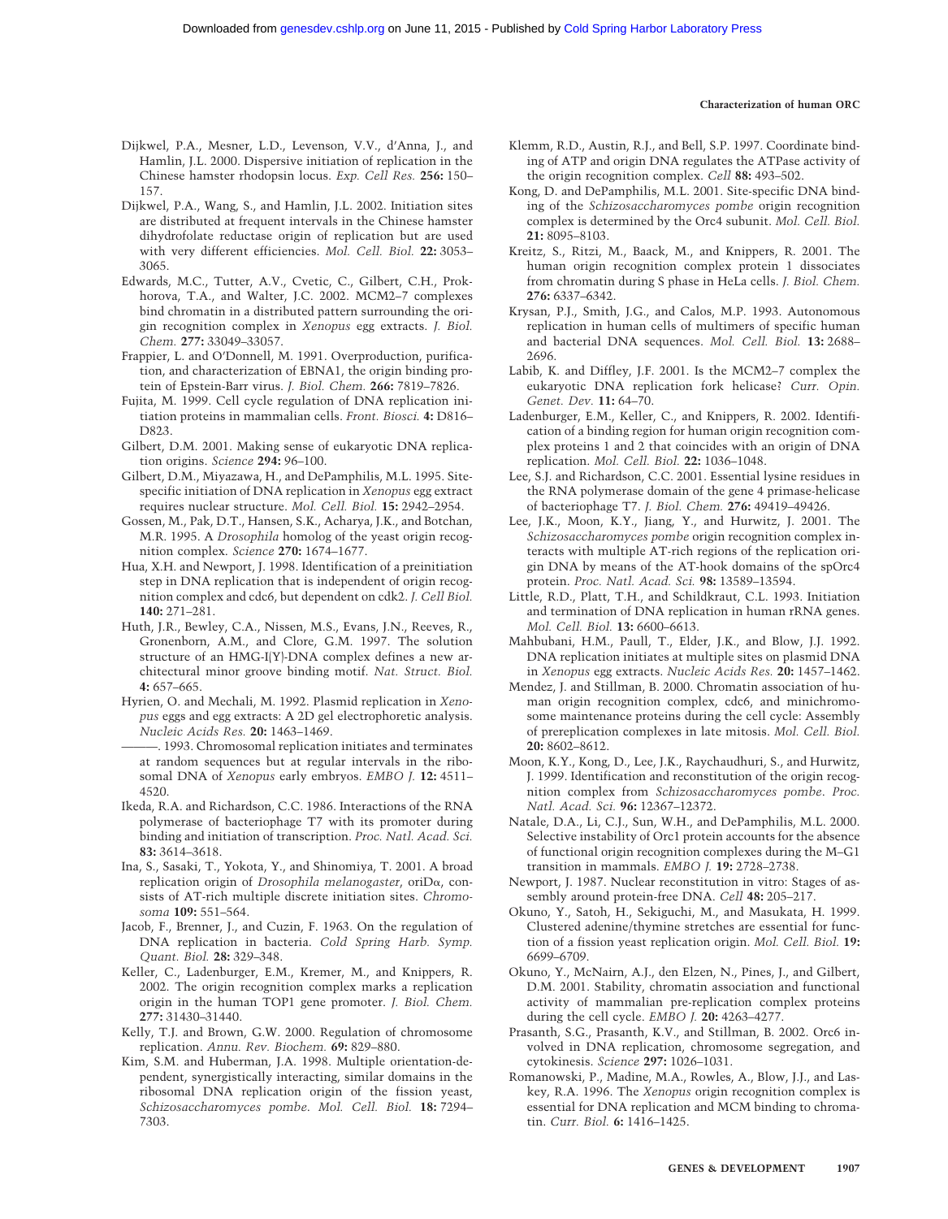Dijkwel, P.A., Mesner, L.D., Levenson, V.V., d'Anna, J., and Hamlin, J.L. 2000. Dispersive initiation of replication in the Chinese hamster rhodopsin locus. *Exp. Cell Res.* **256:** 150–157.

Dijkwel, P.A., Wang, S., and Hamlin, J.L. 2002. Initiation sites are distributed at frequent intervals in the Chinese hamster dihydrofolate reductase origin of replication but are used with very different efficiencies. *Mol. Cell. Biol.* **22:** 3053–3065.

Edwards, M.C., Tutter, A.V., Cvetic, C., Gilbert, C.H., Prokhorova, T.A., and Walter, J.C. 2002. MCM2–7 complexes bind chromatin in a distributed pattern surrounding the origin recognition complex in *Xenopus* egg extracts. *J. Biol. Chem.* **277:** 33049–33057.

Frappier, L. and O'Donnell, M. 1991. Overproduction, purification, and characterization of EBNA1, the origin binding protein of Epstein-Barr virus. *J. Biol. Chem.* **266:** 7819–7826.

Fujita, M. 1999. Cell cycle regulation of DNA replication initiation proteins in mammalian cells. *Front. Biosci.* **4:** D816–D823.

Gilbert, D.M. 2001. Making sense of eukaryotic DNA replication origins. *Science* **294:** 96–100.

Gilbert, D.M., Miyazawa, H., and DePamphilis, M.L. 1995. Site-specific initiation of DNA replication in *Xenopus* egg extract requires nuclear structure. *Mol. Cell. Biol.* **15:** 2942–2954.

Gossen, M., Pak, D.T., Hansen, S.K., Acharya, J.K., and Botchan, M.R. 1995. A *Drosophila* homolog of the yeast origin recognition complex. *Science* **270:** 1674–1677.

Hua, X.H. and Newport, J. 1998. Identification of a preinitiation step in DNA replication that is independent of origin recognition complex and cdc6, but dependent on cdk2. *J. Cell Biol.* **140:** 271–281.

Huth, J.R., Bewley, C.A., Nissen, M.S., Evans, J.N., Reeves, R., Gronenborn, A.M., and Clore, G.M. 1997. The solution structure of an HMG-I(Y)-DNA complex defines a new architectural minor groove binding motif. *Nat. Struct. Biol.* **4:** 657–665.

Hyrien, O. and Mechali, M. 1992. Plasmid replication in *Xenopus* eggs and egg extracts: A 2D gel electrophoretic analysis. *Nucleic Acids Res.* **20:** 1463–1469.

———. 1993. Chromosomal replication initiates and terminates at random sequences but at regular intervals in the ribosomal DNA of *Xenopus* early embryos. *EMBO J.* **12:** 4511–4520.

Ikeda, R.A. and Richardson, C.C. 1986. Interactions of the RNA polymerase of bacteriophage T7 with its promoter during binding and initiation of transcription. *Proc. Natl. Acad. Sci.* **83:** 3614–3618.

Ina, S., Sasaki, T., Yokota, Y., and Shinomiya, T. 2001. A broad replication origin of *Drosophila melanogaster*, oriDα, consists of AT-rich multiple discrete initiation sites. *Chromosoma* **109:** 551–564.

Jacob, F., Brenner, J., and Cuzin, F. 1963. On the regulation of DNA replication in bacteria. *Cold Spring Harb. Symp. Quant. Biol.* **28:** 329–348.

Keller, C., Ladenburger, E.M., Kremer, M., and Knippers, R. 2002. The origin recognition complex marks a replication origin in the human TOP1 gene promoter. *J. Biol. Chem.* **277:** 31430–31440.

Kelly, T.J. and Brown, G.W. 2000. Regulation of chromosome replication. *Annu. Rev. Biochem.* **69:** 829–880.

Kim, S.M. and Huberman, J.A. 1998. Multiple orientation-dependent, synergistically interacting, similar domains in the ribosomal DNA replication origin of the fission yeast, *Schizosaccharomyces pombe*. *Mol. Cell. Biol.* **18:** 7294–7303.

Klemm, R.D., Austin, R.J., and Bell, S.P. 1997. Coordinate binding of ATP and origin DNA regulates the ATPase activity of the origin recognition complex. *Cell* **88:** 493–502.

Kong, D. and DePamphilis, M.L. 2001. Site-specific DNA binding of the *Schizosaccharomyces pombe* origin recognition complex is determined by the Orc4 subunit. *Mol. Cell. Biol.* **21:** 8095–8103.

Kreitz, S., Ritzi, M., Baack, M., and Knippers, R. 2001. The human origin recognition complex protein 1 dissociates from chromatin during S phase in HeLa cells. *J. Biol. Chem.* **276:** 6337–6342.

Krysan, P.J., Smith, J.G., and Calos, M.P. 1993. Autonomous replication in human cells of multimers of specific human and bacterial DNA sequences. *Mol. Cell. Biol.* **13:** 2688–2696.

Labib, K. and Diffley, J.F. 2001. Is the MCM2–7 complex the eukaryotic DNA replication fork helicase? *Curr. Opin. Genet. Dev.* **11:** 64–70.

Ladenburger, E.M., Keller, C., and Knippers, R. 2002. Identification of a binding region for human origin recognition complex proteins 1 and 2 that coincides with an origin of DNA replication. *Mol. Cell. Biol.* **22:** 1036–1048.

Lee, S.J. and Richardson, C.C. 2001. Essential lysine residues in the RNA polymerase domain of the gene 4 primase-helicase of bacteriophage T7. *J. Biol. Chem.* **276:** 49419–49426.

Lee, J.K., Moon, K.Y., Jiang, Y., and Hurwitz, J. 2001. The *Schizosaccharomyces pombe* origin recognition complex interacts with multiple AT-rich regions of the replication origin DNA by means of the AT-hook domains of the spOrc4 protein. *Proc. Natl. Acad. Sci.* **98:** 13589–13594.

Little, R.D., Platt, T.H., and Schildkraut, C.L. 1993. Initiation and termination of DNA replication in human rRNA genes. *Mol. Cell. Biol.* **13:** 6600–6613.

Mahbubani, H.M., Paull, T., Elder, J.K., and Blow, J.J. 1992. DNA replication initiates at multiple sites on plasmid DNA in *Xenopus* egg extracts. *Nucleic Acids Res.* **20:** 1457–1462.

Mendez, J. and Stillman, B. 2000. Chromatin association of human origin recognition complex, cdc6, and minichromosome maintenance proteins during the cell cycle: Assembly of prereplication complexes in late mitosis. *Mol. Cell. Biol.* **20:** 8602–8612.

Moon, K.Y., Kong, D., Lee, J.K., Raychaudhuri, S., and Hurwitz, J. 1999. Identification and reconstitution of the origin recognition complex from *Schizosaccharomyces pombe*. *Proc. Natl. Acad. Sci.* **96:** 12367–12372.

Natale, D.A., Li, C.J., Sun, W.H., and DePamphilis, M.L. 2000. Selective instability of Orc1 protein accounts for the absence of functional origin recognition complexes during the M–G1 transition in mammals. *EMBO J.* **19:** 2728–2738.

Newport, J. 1987. Nuclear reconstitution in vitro: Stages of assembly around protein-free DNA. *Cell* **48:** 205–217.

Okuno, Y., Satoh, H., Sekiguchi, M., and Masukata, H. 1999. Clustered adenine/thymine stretches are essential for function of a fission yeast replication origin. *Mol. Cell. Biol.* **19:** 6699–6709.

Okuno, Y., McNairn, A.J., den Elzen, N., Pines, J., and Gilbert, D.M. 2001. Stability, chromatin association and functional activity of mammalian pre-replication complex proteins during the cell cycle. *EMBO J.* **20:** 4263–4277.

Prasanth, S.G., Prasanth, K.V., and Stillman, B. 2002. Orc6 involved in DNA replication, chromosome segregation, and cytokinesis. *Science* **297:** 1026–1031.

Romanowski, P., Madine, M.A., Rowles, A., Blow, J.J., and Laskey, R.A. 1996. The *Xenopus* origin recognition complex is essential for DNA replication and MCM binding to chromatin. *Curr. Biol.* **6:** 1416–1425.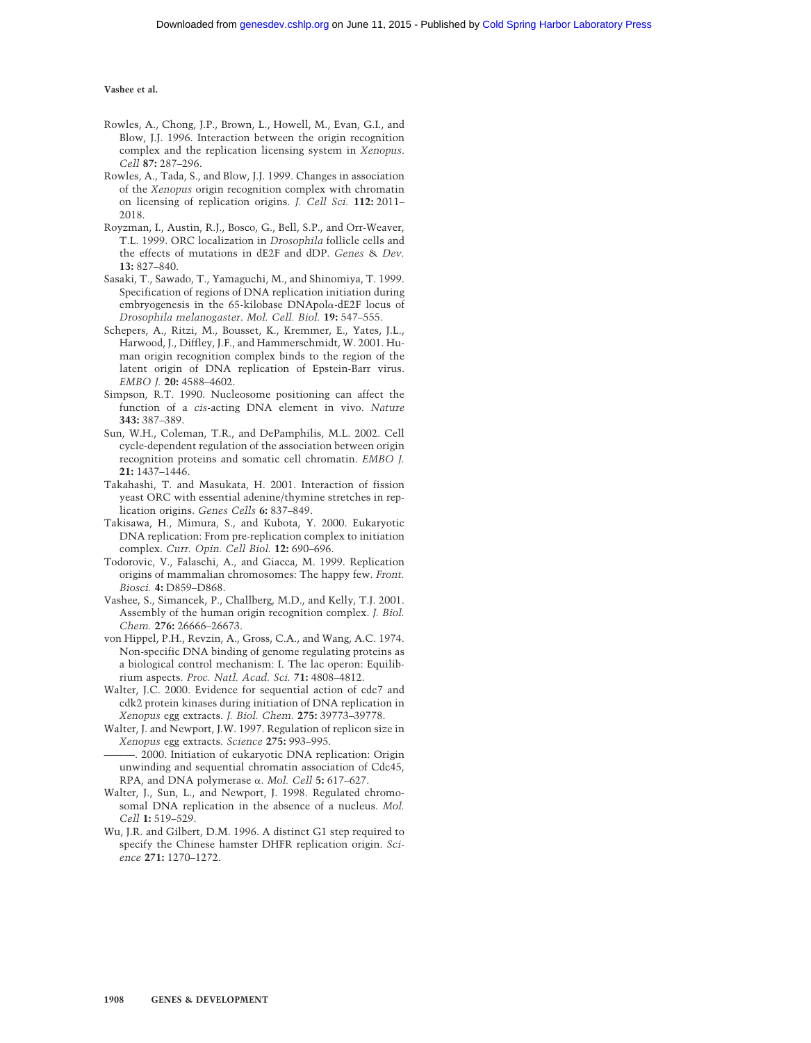Rowles, A., Chong, J.P., Brown, L., Howell, M., Evan, G.I., and Blow, J.J. 1996. Interaction between the origin recognition complex and the replication licensing system in *Xenopus*. *Cell* **87:** 287–296.

Rowles, A., Tada, S., and Blow, J.J. 1999. Changes in association of the *Xenopus* origin recognition complex with chromatin on licensing of replication origins. *J. Cell Sci.* **112:** 2011–2018.

Royzman, I., Austin, R.J., Bosco, G., Bell, S.P., and Orr-Weaver, T.L. 1999. ORC localization in *Drosophila* follicle cells and the effects of mutations in dE2F and dDP. *Genes & Dev.* **13:** 827–840.

Sasaki, T., Sawado, T., Yamaguchi, M., and Shinomiya, T. 1999. Specification of regions of DNA replication initiation during embryogenesis in the 65-kilobase DNApolα-dE2F locus of *Drosophila melanogaster*. *Mol. Cell. Biol.* **19:** 547–555.

Schepers, A., Ritzi, M., Bousset, K., Kremmer, E., Yates, J.L., Harwood, J., Diffley, J.F., and Hammerschmidt, W. 2001. Human origin recognition complex binds to the region of the latent origin of DNA replication of Epstein-Barr virus. *EMBO J.* **20:** 4588–4602.

Simpson, R.T. 1990. Nucleosome positioning can affect the function of a *cis*-acting DNA element in vivo. *Nature* **343:** 387–389.

Sun, W.H., Coleman, T.R., and DePamphilis, M.L. 2002. Cell cycle-dependent regulation of the association between origin recognition proteins and somatic cell chromatin. *EMBO J.* **21:** 1437–1446.

Takahashi, T. and Masukata, H. 2001. Interaction of fission yeast ORC with essential adenine/thymine stretches in replication origins. *Genes Cells* **6:** 837–849.

Takisawa, H., Mimura, S., and Kubota, Y. 2000. Eukaryotic DNA replication: From pre-replication complex to initiation complex. *Curr. Opin. Cell Biol.* **12:** 690–696.

Todorovic, V., Falaschi, A., and Giacca, M. 1999. Replication origins of mammalian chromosomes: The happy few. *Front. Biosci.* **4:** D859–D868.

Vashee, S., Simancek, P., Challberg, M.D., and Kelly, T.J. 2001. Assembly of the human origin recognition complex. *J. Biol. Chem.* **276:** 26666–26673.

von Hippel, P.H., Revzin, A., Gross, C.A., and Wang, A.C. 1974. Non-specific DNA binding of genome regulating proteins as a biological control mechanism: I. The lac operon: Equilibrium aspects. *Proc. Natl. Acad. Sci.* **71:** 4808–4812.

Walter, J.C. 2000. Evidence for sequential action of cdc7 and cdk2 protein kinases during initiation of DNA replication in *Xenopus* egg extracts. *J. Biol. Chem.* **275:** 39773–39778.

Walter, J. and Newport, J.W. 1997. Regulation of replicon size in *Xenopus* egg extracts. *Science* **275:** 993–995.

———. 2000. Initiation of eukaryotic DNA replication: Origin unwinding and sequential chromatin association of Cdc45, RPA, and DNA polymerase α. *Mol. Cell* **5:** 617–627.

Walter, J., Sun, L., and Newport, J. 1998. Regulated chromosomal DNA replication in the absence of a nucleus. *Mol. Cell* **1:** 519–529.

Wu, J.R. and Gilbert, D.M. 1996. A distinct G1 step required to specify the Chinese hamster DHFR replication origin. *Science* **271:** 1270–1272.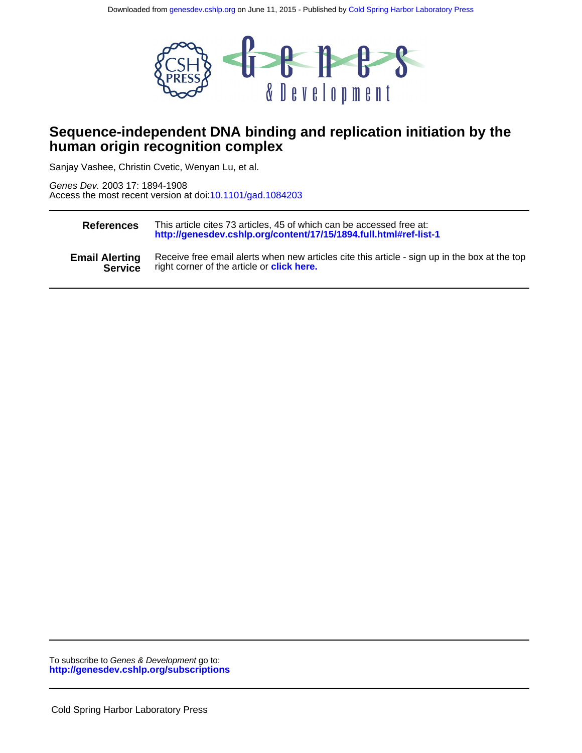# Sequence-independent DNA binding and replication initiation by the human origin recognition complex

Sanjay Vashee, Christin Cvetic, Wenyan Lu, et al.

*Genes Dev.* 2003 17: 1894-1908
Access the most recent version at doi:10.1101/gad.1084203

| | |
|---|---|
| **References** | This article cites 73 articles, 45 of which can be accessed free at: **http://genesdev.cshlp.org/content/17/15/1894.full.html#ref-list-1** |
| **Email Alerting Service** | Receive free email alerts when new articles cite this article - sign up in the box at the top right corner of the article or **click here.** |

To subscribe to *Genes & Development* go to:
**http://genesdev.cshlp.org/subscriptions**